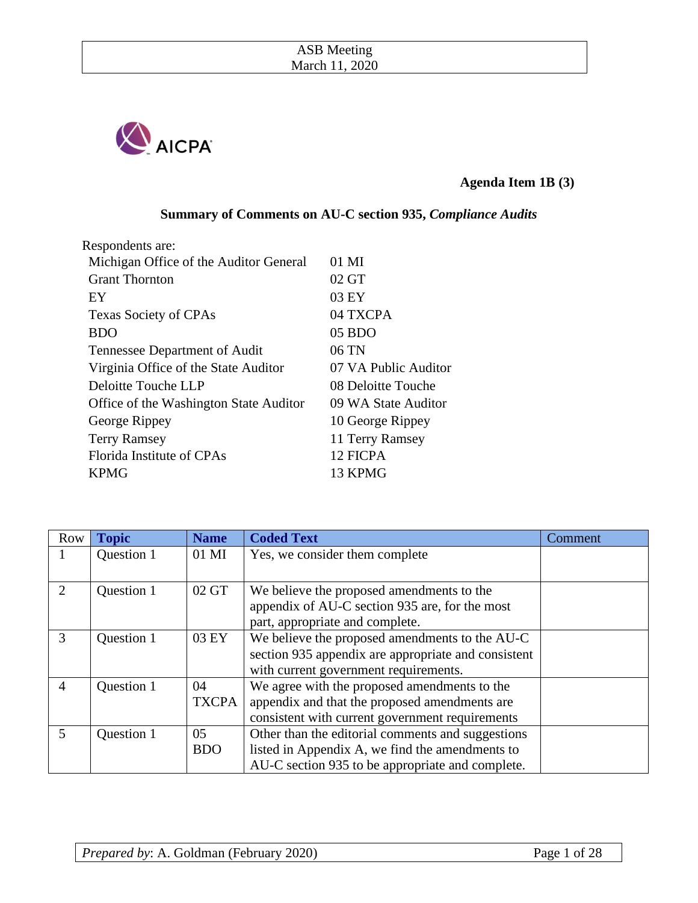ASB Meeting
March 11, 2020

AICPA

**Agenda Item 1B (3)**

## Summary of Comments on AU-C section 935, *Compliance Audits*

Respondents are:

| | |
|---|---|
| Michigan Office of the Auditor General | 01 MI |
| Grant Thornton | 02 GT |
| EY | 03 EY |
| Texas Society of CPAs | 04 TXCPA |
| BDO | 05 BDO |
| Tennessee Department of Audit | 06 TN |
| Virginia Office of the State Auditor | 07 VA Public Auditor |
| Deloitte Touche LLP | 08 Deloitte Touche |
| Office of the Washington State Auditor | 09 WA State Auditor |
| George Rippey | 10 George Rippey |
| Terry Ramsey | 11 Terry Ramsey |
| Florida Institute of CPAs | 12 FICPA |
| KPMG | 13 KPMG |

| Row | Topic | Name | Coded Text | Comment |
|---|---|---|---|---|
| 1 | Question 1 | 01 MI | Yes, we consider them complete | |
| 2 | Question 1 | 02 GT | We believe the proposed amendments to the appendix of AU-C section 935 are, for the most part, appropriate and complete. | |
| 3 | Question 1 | 03 EY | We believe the proposed amendments to the AU-C section 935 appendix are appropriate and consistent with current government requirements. | |
| 4 | Question 1 | 04 TXCPA | We agree with the proposed amendments to the appendix and that the proposed amendments are consistent with current government requirements | |
| 5 | Question 1 | 05 BDO | Other than the editorial comments and suggestions listed in Appendix A, we find the amendments to AU-C section 935 to be appropriate and complete. | |

*Prepared by*: A. Goldman (February 2020)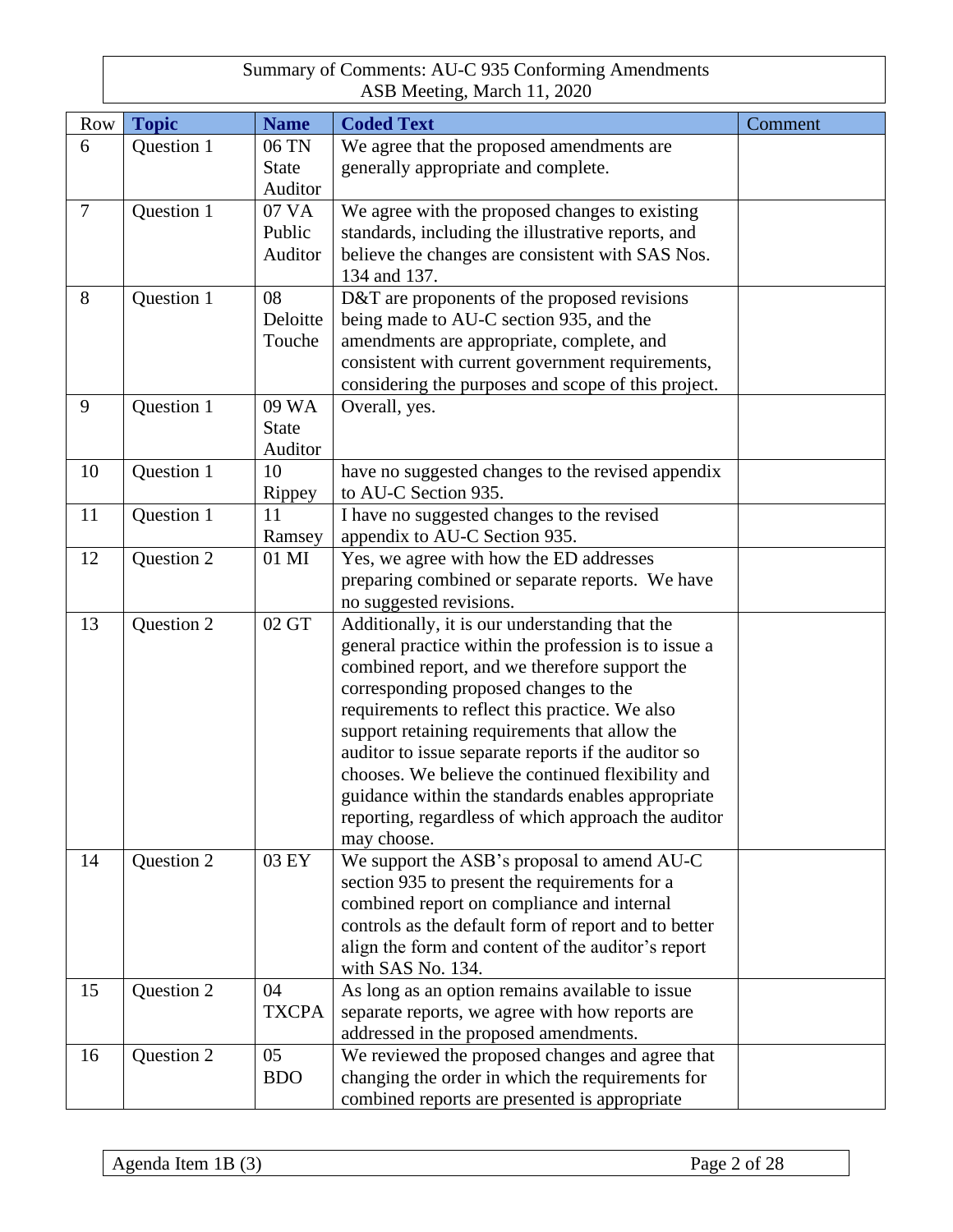| Summary of Comments: AU-C 935 Conforming Amendments<br>ASB Meeting, March 11, 2020 | | | | |
|---|---|---|---|---|
| **Row** | **Topic** | **Name** | **Coded Text** | **Comment** |
| 6 | Question 1 | 06 TN State Auditor | We agree that the proposed amendments are generally appropriate and complete. | |
| 7 | Question 1 | 07 VA Public Auditor | We agree with the proposed changes to existing standards, including the illustrative reports, and believe the changes are consistent with SAS Nos. 134 and 137. | |
| 8 | Question 1 | 08 Deloitte Touche | D&T are proponents of the proposed revisions being made to AU-C section 935, and the amendments are appropriate, complete, and consistent with current government requirements, considering the purposes and scope of this project. | |
| 9 | Question 1 | 09 WA State Auditor | Overall, yes. | |
| 10 | Question 1 | 10 Rippey | have no suggested changes to the revised appendix to AU-C Section 935. | |
| 11 | Question 1 | 11 Ramsey | I have no suggested changes to the revised appendix to AU-C Section 935. | |
| 12 | Question 2 | 01 MI | Yes, we agree with how the ED addresses preparing combined or separate reports. We have no suggested revisions. | |
| 13 | Question 2 | 02 GT | Additionally, it is our understanding that the general practice within the profession is to issue a combined report, and we therefore support the corresponding proposed changes to the requirements to reflect this practice. We also support retaining requirements that allow the auditor to issue separate reports if the auditor so chooses. We believe the continued flexibility and guidance within the standards enables appropriate reporting, regardless of which approach the auditor may choose. | |
| 14 | Question 2 | 03 EY | We support the ASB's proposal to amend AU-C section 935 to present the requirements for a combined report on compliance and internal controls as the default form of report and to better align the form and content of the auditor's report with SAS No. 134. | |
| 15 | Question 2 | 04 TXCPA | As long as an option remains available to issue separate reports, we agree with how reports are addressed in the proposed amendments. | |
| 16 | Question 2 | 05 BDO | We reviewed the proposed changes and agree that changing the order in which the requirements for combined reports are presented is appropriate | |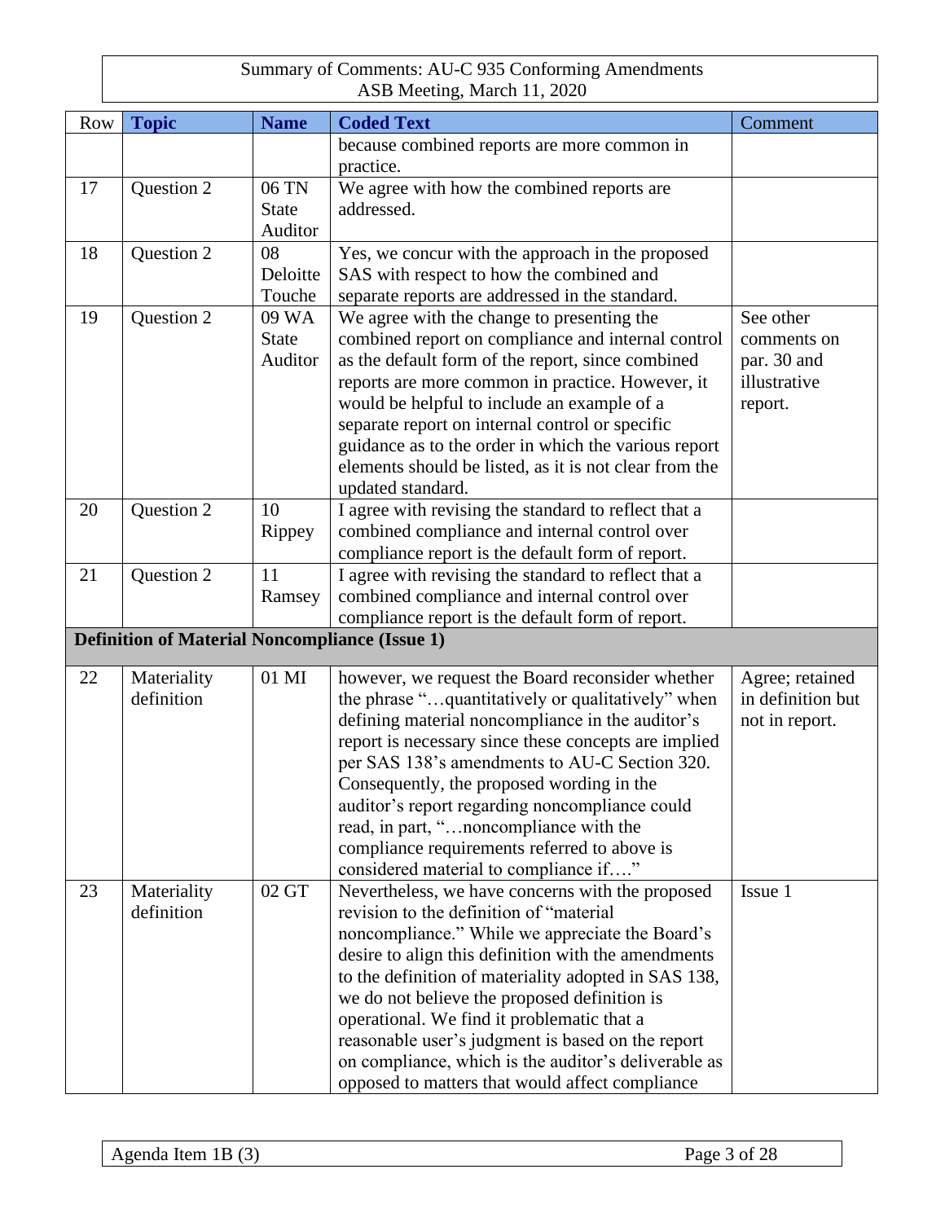Summary of Comments: AU-C 935 Conforming Amendments
ASB Meeting, March 11, 2020

| Row | Topic | Name | Coded Text | Comment |
|---|---|---|---|---|
| | | | because combined reports are more common in practice. | |
| 17 | Question 2 | 06 TN State Auditor | We agree with how the combined reports are addressed. | |
| 18 | Question 2 | 08 Deloitte Touche | Yes, we concur with the approach in the proposed SAS with respect to how the combined and separate reports are addressed in the standard. | |
| 19 | Question 2 | 09 WA State Auditor | We agree with the change to presenting the combined report on compliance and internal control as the default form of the report, since combined reports are more common in practice. However, it would be helpful to include an example of a separate report on internal control or specific guidance as to the order in which the various report elements should be listed, as it is not clear from the updated standard. | See other comments on par. 30 and illustrative report. |
| 20 | Question 2 | 10 Rippey | I agree with revising the standard to reflect that a combined compliance and internal control over compliance report is the default form of report. | |
| 21 | Question 2 | 11 Ramsey | I agree with revising the standard to reflect that a combined compliance and internal control over compliance report is the default form of report. | |
| **Definition of Material Noncompliance (Issue 1)** | | | | |
| 22 | Materiality definition | 01 MI | however, we request the Board reconsider whether the phrase "…quantitatively or qualitatively" when defining material noncompliance in the auditor's report is necessary since these concepts are implied per SAS 138's amendments to AU-C Section 320. Consequently, the proposed wording in the auditor's report regarding noncompliance could read, in part, "…noncompliance with the compliance requirements referred to above is considered material to compliance if…." | Agree; retained in definition but not in report. |
| 23 | Materiality definition | 02 GT | Nevertheless, we have concerns with the proposed revision to the definition of "material noncompliance." While we appreciate the Board's desire to align this definition with the amendments to the definition of materiality adopted in SAS 138, we do not believe the proposed definition is operational. We find it problematic that a reasonable user's judgment is based on the report on compliance, which is the auditor's deliverable as opposed to matters that would affect compliance | Issue 1 |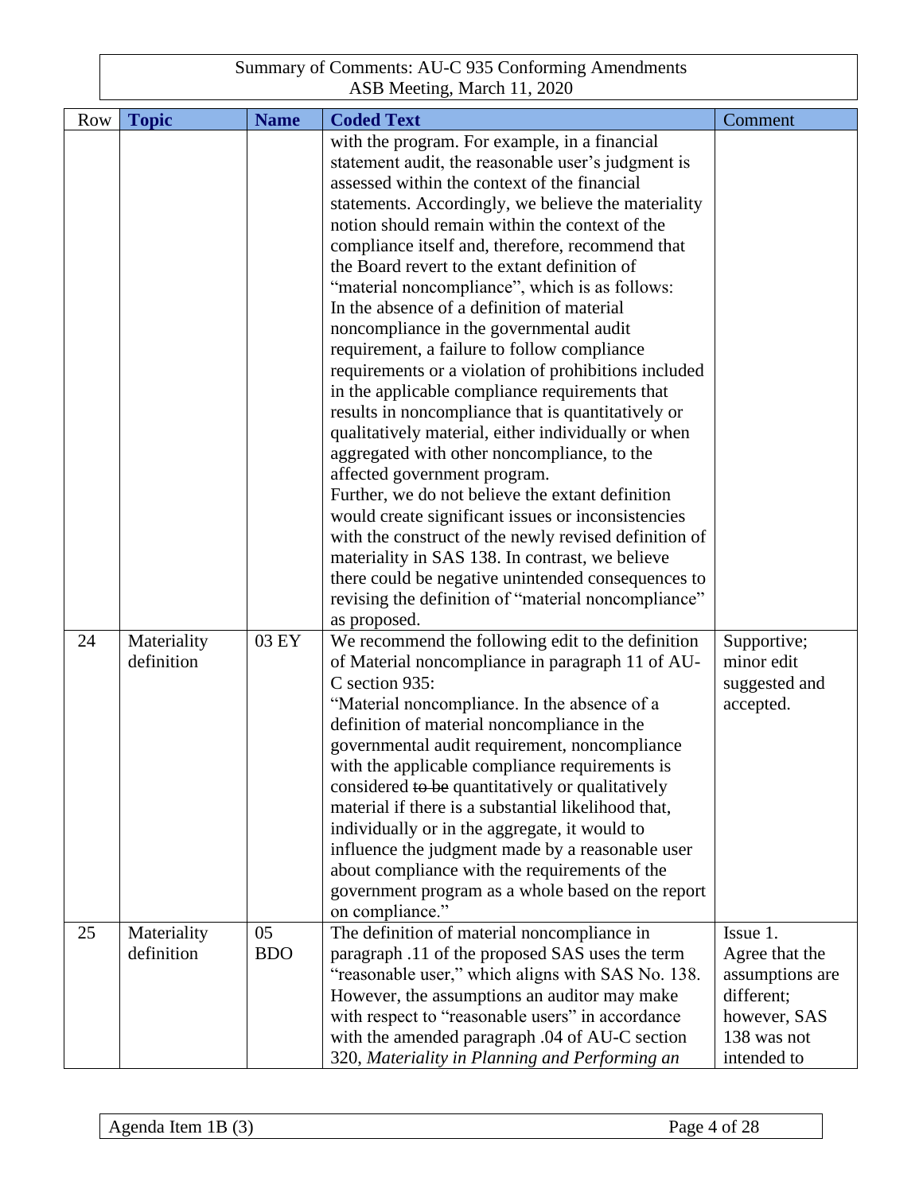Summary of Comments: AU-C 935 Conforming Amendments
ASB Meeting, March 11, 2020

| Row | Topic | Name | Coded Text | Comment |
|---|---|---|---|---|
| | | | with the program. For example, in a financial statement audit, the reasonable user's judgment is assessed within the context of the financial statements. Accordingly, we believe the materiality notion should remain within the context of the compliance itself and, therefore, recommend that the Board revert to the extant definition of "material noncompliance", which is as follows: In the absence of a definition of material noncompliance in the governmental audit requirement, a failure to follow compliance requirements or a violation of prohibitions included in the applicable compliance requirements that results in noncompliance that is quantitatively or qualitatively material, either individually or when aggregated with other noncompliance, to the affected government program. Further, we do not believe the extant definition would create significant issues or inconsistencies with the construct of the newly revised definition of materiality in SAS 138. In contrast, we believe there could be negative unintended consequences to revising the definition of "material noncompliance" as proposed. | |
| 24 | Materiality definition | 03 EY | We recommend the following edit to the definition of Material noncompliance in paragraph 11 of AU-C section 935: "Material noncompliance. In the absence of a definition of material noncompliance in the governmental audit requirement, noncompliance with the applicable compliance requirements is considered ~~to be~~ quantitatively or qualitatively material if there is a substantial likelihood that, individually or in the aggregate, it would to influence the judgment made by a reasonable user about compliance with the requirements of the government program as a whole based on the report on compliance." | Supportive; minor edit suggested and accepted. |
| 25 | Materiality definition | 05 BDO | The definition of material noncompliance in paragraph .11 of the proposed SAS uses the term "reasonable user," which aligns with SAS No. 138. However, the assumptions an auditor may make with respect to "reasonable users" in accordance with the amended paragraph .04 of AU-C section 320, *Materiality in Planning and Performing an* | Issue 1. Agree that the assumptions are different; however, SAS 138 was not intended to |

Agenda Item 1B (3)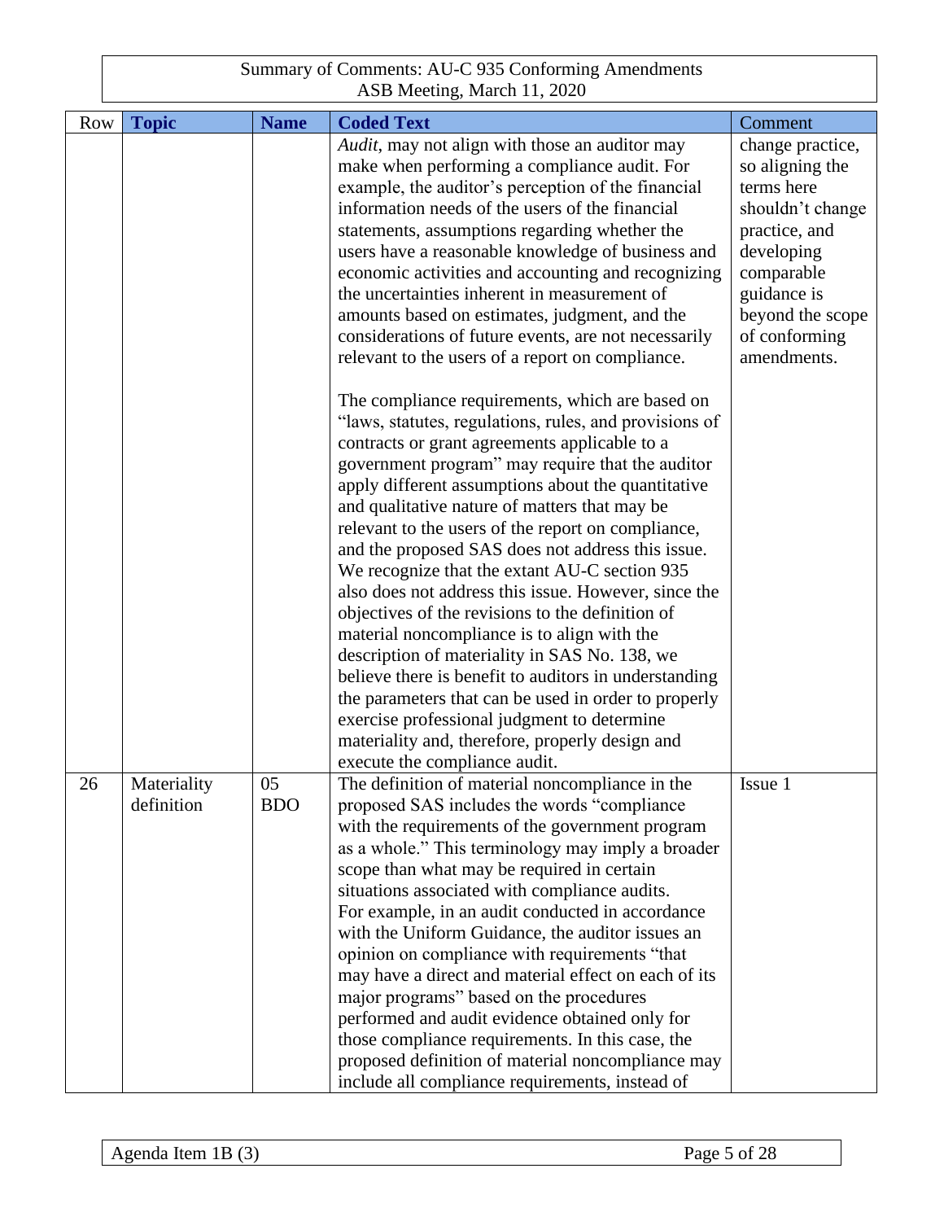| Row | Topic | Name | Coded Text | Comment |
|---|---|---|---|---|
| | | | *Audit*, may not align with those an auditor may make when performing a compliance audit. For example, the auditor's perception of the financial information needs of the users of the financial statements, assumptions regarding whether the users have a reasonable knowledge of business and economic activities and accounting and recognizing the uncertainties inherent in measurement of amounts based on estimates, judgment, and the considerations of future events, are not necessarily relevant to the users of a report on compliance.<br><br>The compliance requirements, which are based on "laws, statutes, regulations, rules, and provisions of contracts or grant agreements applicable to a government program" may require that the auditor apply different assumptions about the quantitative and qualitative nature of matters that may be relevant to the users of the report on compliance, and the proposed SAS does not address this issue. We recognize that the extant AU-C section 935 also does not address this issue. However, since the objectives of the revisions to the definition of material noncompliance is to align with the description of materiality in SAS No. 138, we believe there is benefit to auditors in understanding the parameters that can be used in order to properly exercise professional judgment to determine materiality and, therefore, properly design and execute the compliance audit. | change practice, so aligning the terms here shouldn't change practice, and developing comparable guidance is beyond the scope of conforming amendments. |
| 26 | Materiality definition | 05 BDO | The definition of material noncompliance in the proposed SAS includes the words "compliance with the requirements of the government program as a whole." This terminology may imply a broader scope than what may be required in certain situations associated with compliance audits. For example, in an audit conducted in accordance with the Uniform Guidance, the auditor issues an opinion on compliance with requirements "that may have a direct and material effect on each of its major programs" based on the procedures performed and audit evidence obtained only for those compliance requirements. In this case, the proposed definition of material noncompliance may include all compliance requirements, instead of | Issue 1 |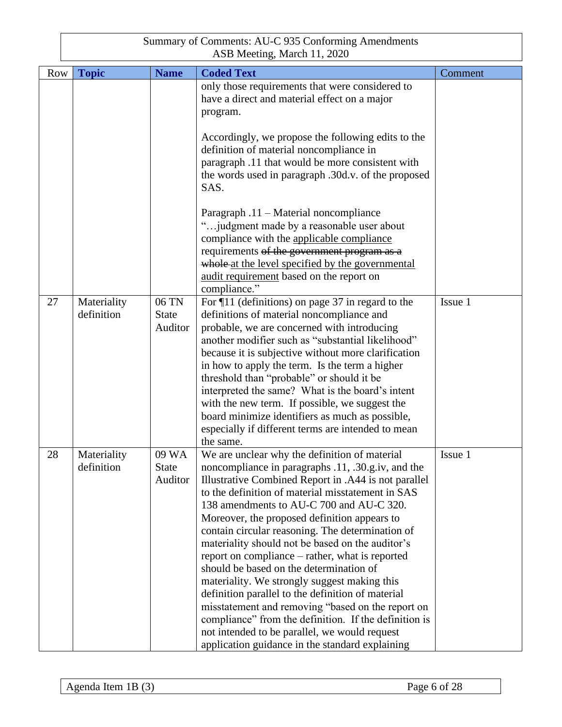Summary of Comments: AU-C 935 Conforming Amendments
ASB Meeting, March 11, 2020

| Row | Topic | Name | Coded Text | Comment |
|---|---|---|---|---|
| | | | only those requirements that were considered to have a direct and material effect on a major program.<br><br>Accordingly, we propose the following edits to the definition of material noncompliance in paragraph .11 that would be more consistent with the words used in paragraph .30d.v. of the proposed SAS.<br><br>Paragraph .11 – Material noncompliance "…judgment made by a reasonable user about compliance with the <u>applicable compliance</u> requirements ~~of the government program as a whole~~ <u>at the level specified by the governmental audit requirement</u> based on the report on compliance." | |
| 27 | Materiality definition | 06 TN State Auditor | For ¶11 (definitions) on page 37 in regard to the definitions of material noncompliance and probable, we are concerned with introducing another modifier such as "substantial likelihood" because it is subjective without more clarification in how to apply the term. Is the term a higher threshold than "probable" or should it be interpreted the same? What is the board's intent with the new term. If possible, we suggest the board minimize identifiers as much as possible, especially if different terms are intended to mean the same. | Issue 1 |
| 28 | Materiality definition | 09 WA State Auditor | We are unclear why the definition of material noncompliance in paragraphs .11, .30.g.iv, and the Illustrative Combined Report in .A44 is not parallel to the definition of material misstatement in SAS 138 amendments to AU-C 700 and AU-C 320. Moreover, the proposed definition appears to contain circular reasoning. The determination of materiality should not be based on the auditor's report on compliance – rather, what is reported should be based on the determination of materiality. We strongly suggest making this definition parallel to the definition of material misstatement and removing "based on the report on compliance" from the definition. If the definition is not intended to be parallel, we would request application guidance in the standard explaining | Issue 1 |

Agenda Item 1B (3)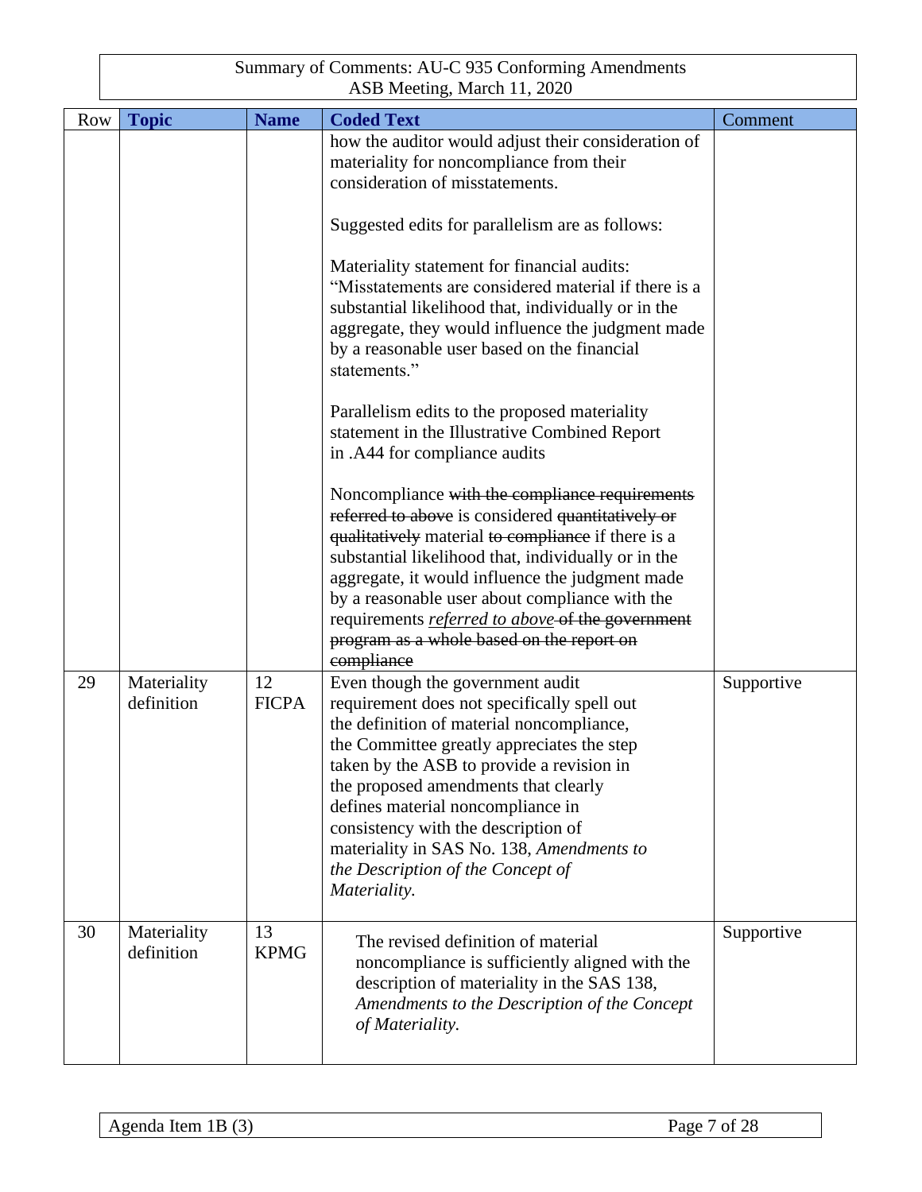Summary of Comments: AU-C 935 Conforming Amendments
ASB Meeting, March 11, 2020

| Row | Topic | Name | Coded Text | Comment |
|---|---|---|---|---|
| | | | how the auditor would adjust their consideration of materiality for noncompliance from their consideration of misstatements.<br><br>Suggested edits for parallelism are as follows:<br><br>Materiality statement for financial audits: "Misstatements are considered material if there is a substantial likelihood that, individually or in the aggregate, they would influence the judgment made by a reasonable user based on the financial statements."<br><br>Parallelism edits to the proposed materiality statement in the Illustrative Combined Report in .A44 for compliance audits<br><br>Noncompliance ~~with the compliance requirements referred to above~~ is considered ~~quantitatively or qualitatively~~ material ~~to compliance~~ if there is a substantial likelihood that, individually or in the aggregate, it would influence the judgment made by a reasonable user about compliance with the requirements <u>*referred to above*</u> ~~of the government program as a whole based on the report on compliance~~ | |
| 29 | Materiality definition | 12 FICPA | Even though the government audit requirement does not specifically spell out the definition of material noncompliance, the Committee greatly appreciates the step taken by the ASB to provide a revision in the proposed amendments that clearly defines material noncompliance in consistency with the description of materiality in SAS No. 138, *Amendments to the Description of the Concept of Materiality.* | Supportive |
| 30 | Materiality definition | 13 KPMG | The revised definition of material noncompliance is sufficiently aligned with the description of materiality in the SAS 138, *Amendments to the Description of the Concept of Materiality.* | Supportive |

Agenda Item 1B (3)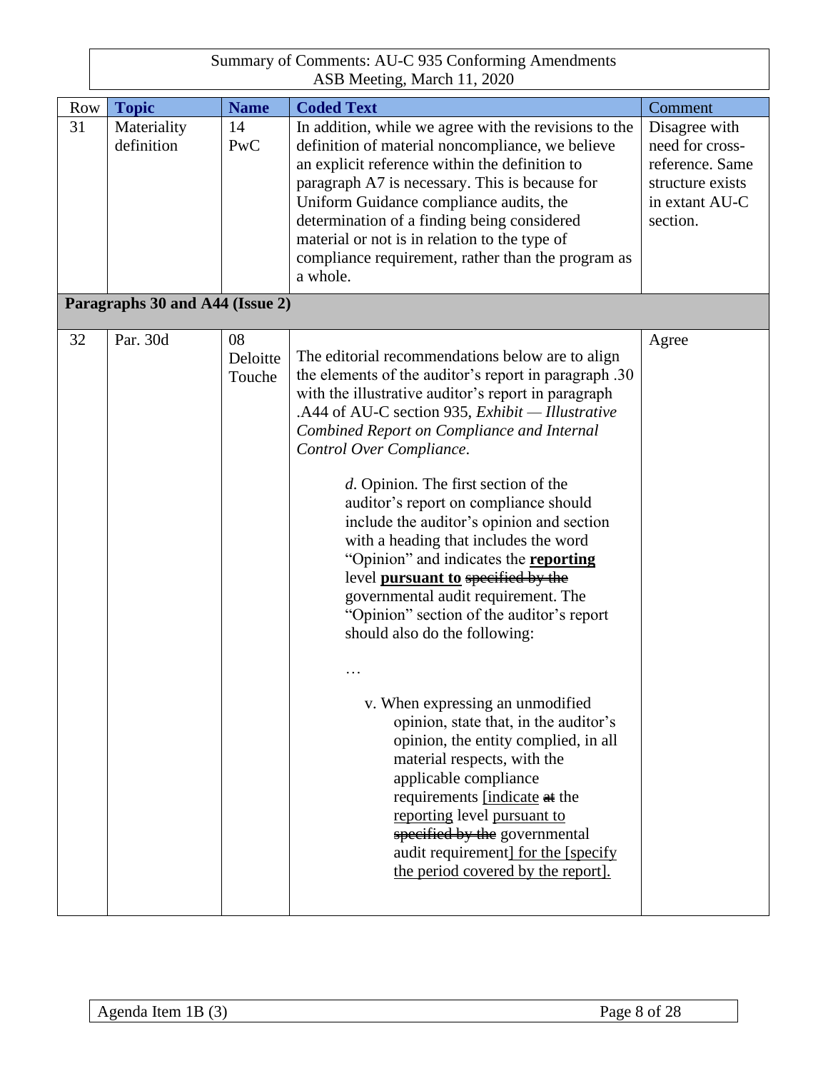Summary of Comments: AU-C 935 Conforming Amendments
ASB Meeting, March 11, 2020

| Row | Topic | Name | Coded Text | Comment |
|---|---|---|---|---|
| 31 | Materiality definition | 14 PwC | In addition, while we agree with the revisions to the definition of material noncompliance, we believe an explicit reference within the definition to paragraph A7 is necessary. This is because for Uniform Guidance compliance audits, the determination of a finding being considered material or not is in relation to the type of compliance requirement, rather than the program as a whole. | Disagree with need for cross-reference. Same structure exists in extant AU-C section. |
| **Paragraphs 30 and A44 (Issue 2)** | | | | |
| 32 | Par. 30d | 08 Deloitte Touche | The editorial recommendations below are to align the elements of the auditor's report in paragraph .30 with the illustrative auditor's report in paragraph .A44 of AU-C section 935, *Exhibit — Illustrative Combined Report on Compliance and Internal Control Over Compliance*.<br><br>*d*. Opinion. The first section of the auditor's report on compliance should include the auditor's opinion and section with a heading that includes the word "Opinion" and indicates the **reporting** level **pursuant to** ~~specified by the~~ governmental audit requirement. The "Opinion" section of the auditor's report should also do the following:<br><br>…<br><br>v. When expressing an unmodified opinion, state that, in the auditor's opinion, the entity complied, in all material respects, with the applicable compliance requirements [indicate ~~at~~ the reporting level pursuant to ~~specified by the~~ governmental audit requirement] for the [specify the period covered by the report]. | Agree |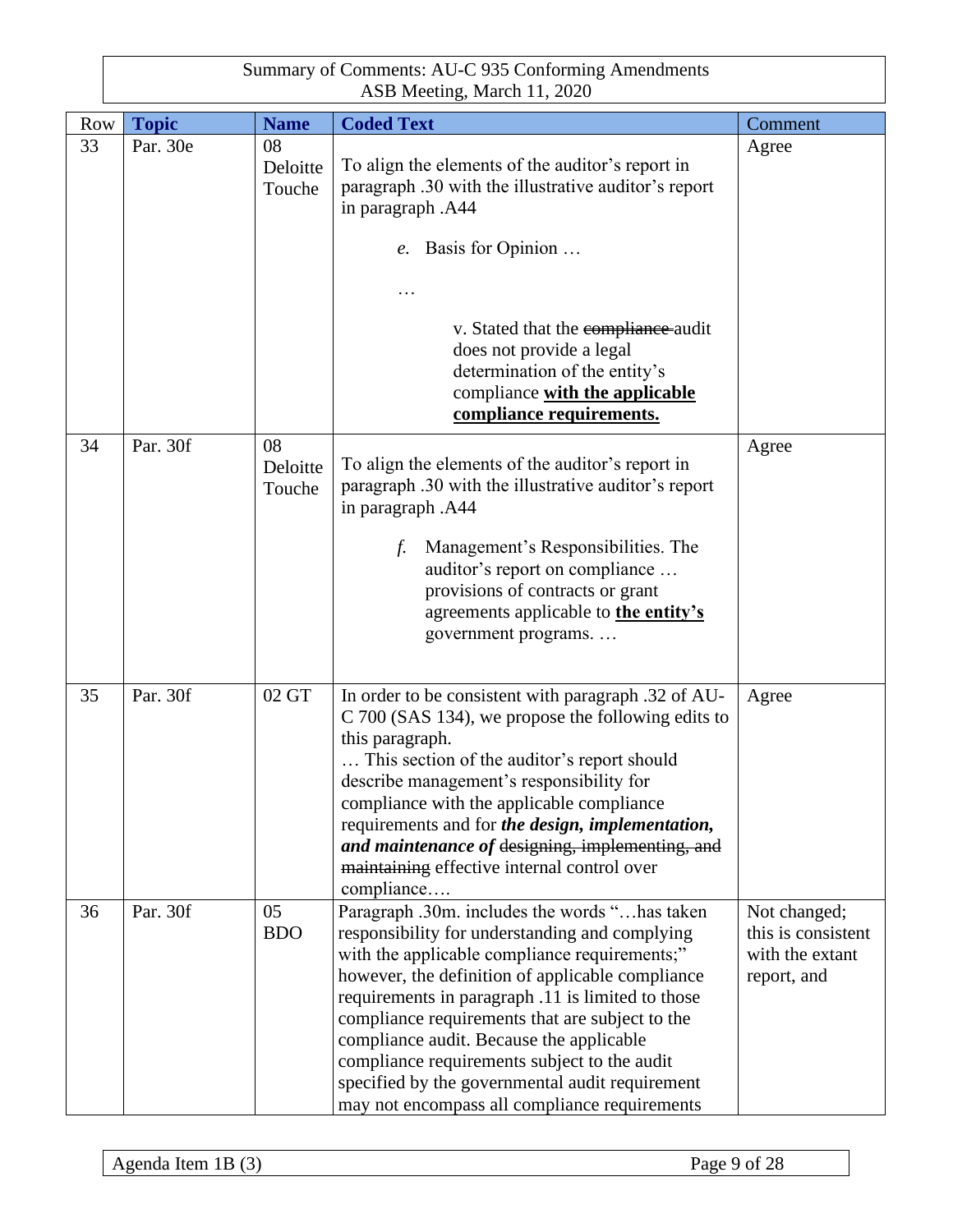Summary of Comments: AU-C 935 Conforming Amendments
ASB Meeting, March 11, 2020

| Row | Topic | Name | Coded Text | Comment |
|---|---|---|---|---|
| 33 | Par. 30e | 08 Deloitte Touche | To align the elements of the auditor's report in paragraph .30 with the illustrative auditor's report in paragraph .A44<br><br>*e.* Basis for Opinion …<br><br>…<br><br>v. Stated that the ~~compliance~~ audit does not provide a legal determination of the entity's compliance **<u>with the applicable compliance requirements.</u>** | Agree |
| 34 | Par. 30f | 08 Deloitte Touche | To align the elements of the auditor's report in paragraph .30 with the illustrative auditor's report in paragraph .A44<br><br>*f.* Management's Responsibilities. The auditor's report on compliance … provisions of contracts or grant agreements applicable to **<u>the entity's</u>** government programs. … | Agree |
| 35 | Par. 30f | 02 GT | In order to be consistent with paragraph .32 of AU-C 700 (SAS 134), we propose the following edits to this paragraph.<br>… This section of the auditor's report should describe management's responsibility for compliance with the applicable compliance requirements and for ***the design, implementation, and maintenance of*** ~~designing, implementing, and maintaining~~ effective internal control over compliance…. | Agree |
| 36 | Par. 30f | 05 BDO | Paragraph .30m. includes the words "…has taken responsibility for understanding and complying with the applicable compliance requirements;" however, the definition of applicable compliance requirements in paragraph .11 is limited to those compliance requirements that are subject to the compliance audit. Because the applicable compliance requirements subject to the audit specified by the governmental audit requirement may not encompass all compliance requirements | Not changed; this is consistent with the extant report, and |

Agenda Item 1B (3)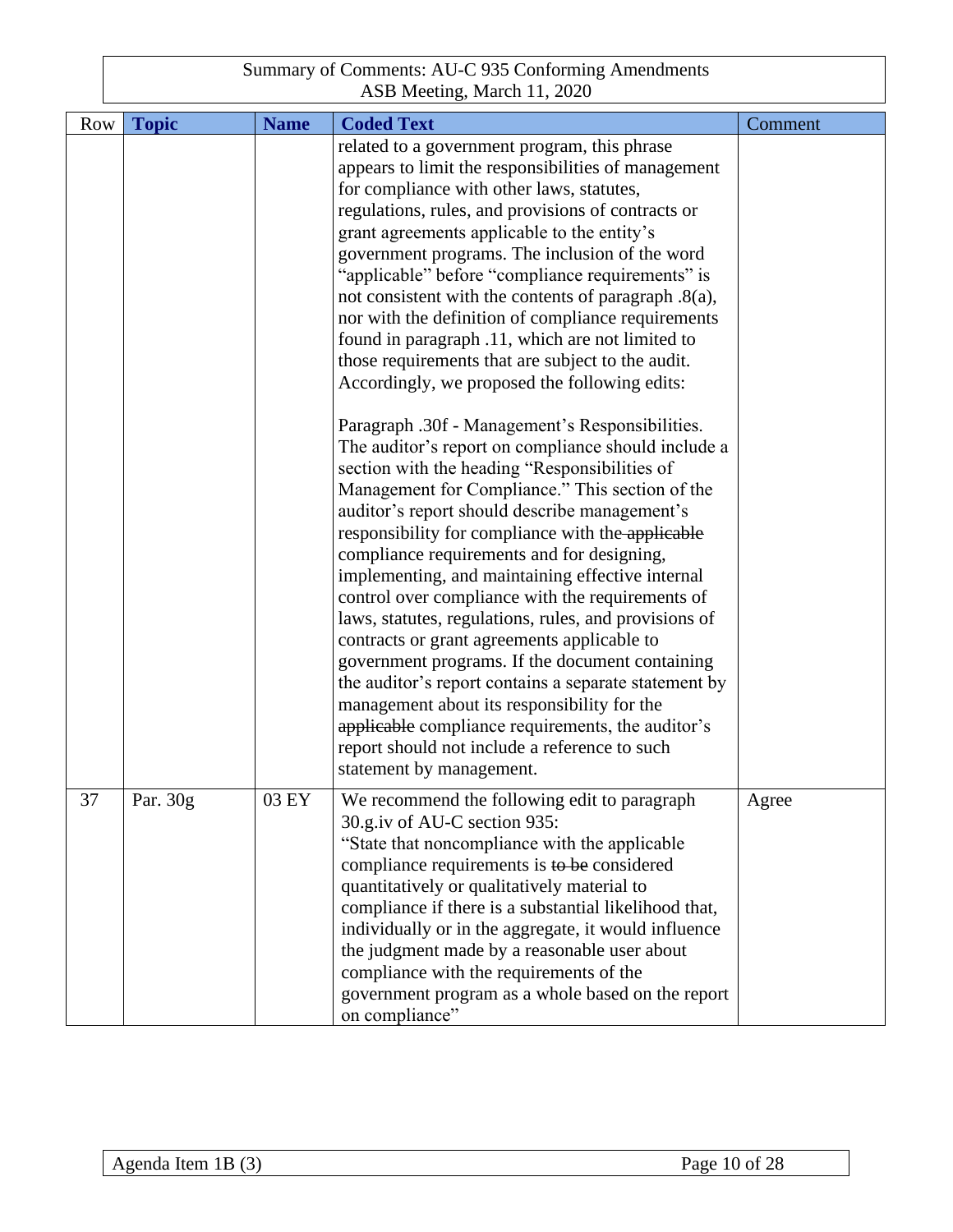Summary of Comments: AU-C 935 Conforming Amendments
ASB Meeting, March 11, 2020

| Row | Topic | Name | Coded Text | Comment |
|---|---|---|---|---|
| | | | related to a government program, this phrase appears to limit the responsibilities of management for compliance with other laws, statutes, regulations, rules, and provisions of contracts or grant agreements applicable to the entity's government programs. The inclusion of the word "applicable" before "compliance requirements" is not consistent with the contents of paragraph .8(a), nor with the definition of compliance requirements found in paragraph .11, which are not limited to those requirements that are subject to the audit. Accordingly, we proposed the following edits:<br><br>Paragraph .30f - Management's Responsibilities. The auditor's report on compliance should include a section with the heading "Responsibilities of Management for Compliance." This section of the auditor's report should describe management's responsibility for compliance with the ~~applicable~~ compliance requirements and for designing, implementing, and maintaining effective internal control over compliance with the requirements of laws, statutes, regulations, rules, and provisions of contracts or grant agreements applicable to government programs. If the document containing the auditor's report contains a separate statement by management about its responsibility for the ~~applicable~~ compliance requirements, the auditor's report should not include a reference to such statement by management. | |
| 37 | Par. 30g | 03 EY | We recommend the following edit to paragraph 30.g.iv of AU-C section 935:<br>"State that noncompliance with the applicable compliance requirements is ~~to be~~ considered quantitatively or qualitatively material to compliance if there is a substantial likelihood that, individually or in the aggregate, it would influence the judgment made by a reasonable user about compliance with the requirements of the government program as a whole based on the report on compliance" | Agree |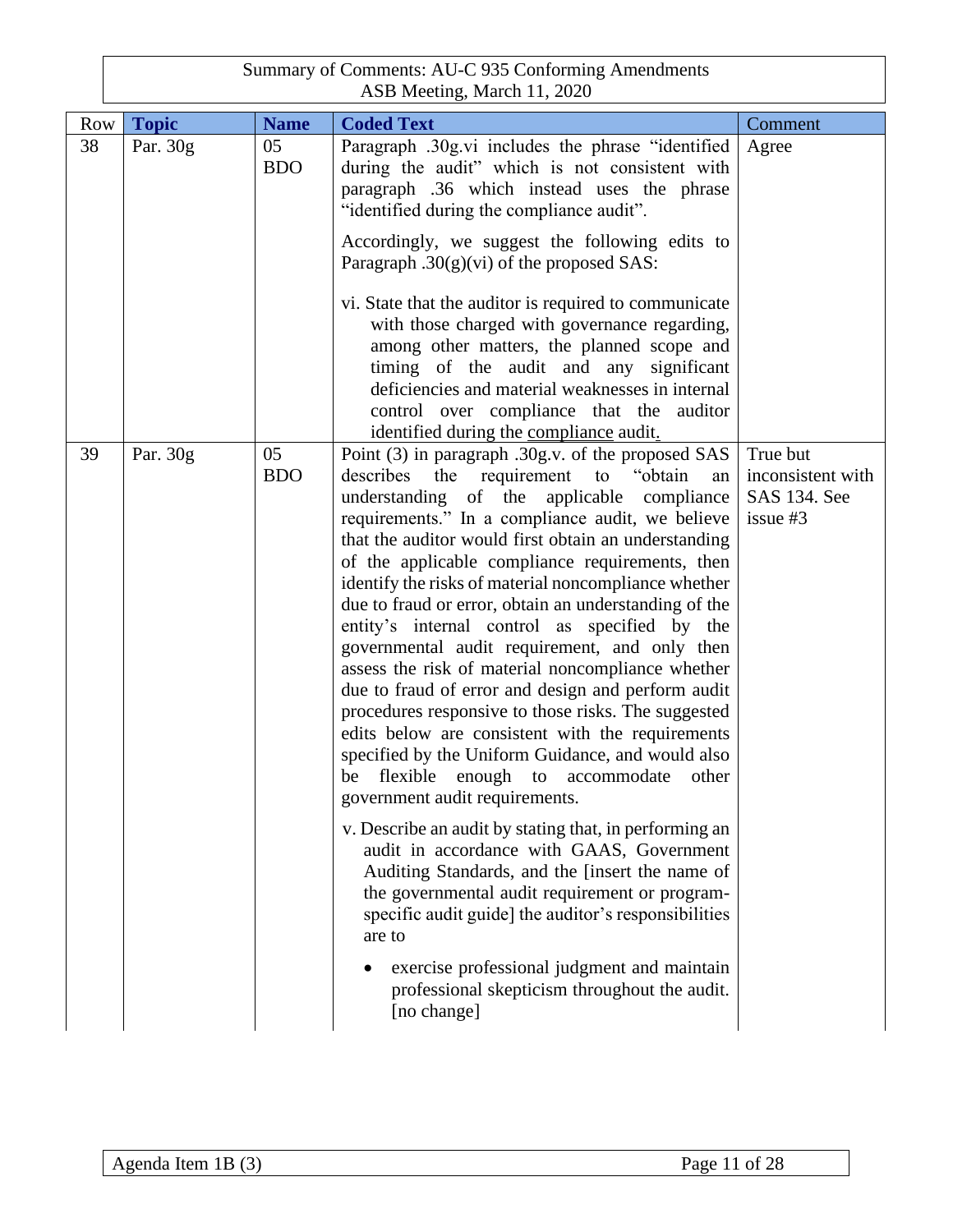Summary of Comments: AU-C 935 Conforming Amendments
ASB Meeting, March 11, 2020

| Row | Topic | Name | Coded Text | Comment |
|---|---|---|---|---|
| 38 | Par. 30g | 05 BDO | Paragraph .30g.vi includes the phrase "identified during the audit" which is not consistent with paragraph .36 which instead uses the phrase "identified during the compliance audit".<br><br>Accordingly, we suggest the following edits to Paragraph .30(g)(vi) of the proposed SAS:<br><br>vi. State that the auditor is required to communicate with those charged with governance regarding, among other matters, the planned scope and timing of the audit and any significant deficiencies and material weaknesses in internal control over compliance that the auditor identified during the <u>compliance</u> audit<u>.</u> | Agree |
| 39 | Par. 30g | 05 BDO | Point (3) in paragraph .30g.v. of the proposed SAS describes the requirement to "obtain an understanding of the applicable compliance requirements." In a compliance audit, we believe that the auditor would first obtain an understanding of the applicable compliance requirements, then identify the risks of material noncompliance whether due to fraud or error, obtain an understanding of the entity's internal control as specified by the governmental audit requirement, and only then assess the risk of material noncompliance whether due to fraud of error and design and perform audit procedures responsive to those risks. The suggested edits below are consistent with the requirements specified by the Uniform Guidance, and would also be flexible enough to accommodate other government audit requirements.<br><br>v. Describe an audit by stating that, in performing an audit in accordance with GAAS, Government Auditing Standards, and the [insert the name of the governmental audit requirement or program-specific audit guide] the auditor's responsibilities are to<br><br>• exercise professional judgment and maintain professional skepticism throughout the audit. [no change] | True but inconsistent with SAS 134. See issue #3 |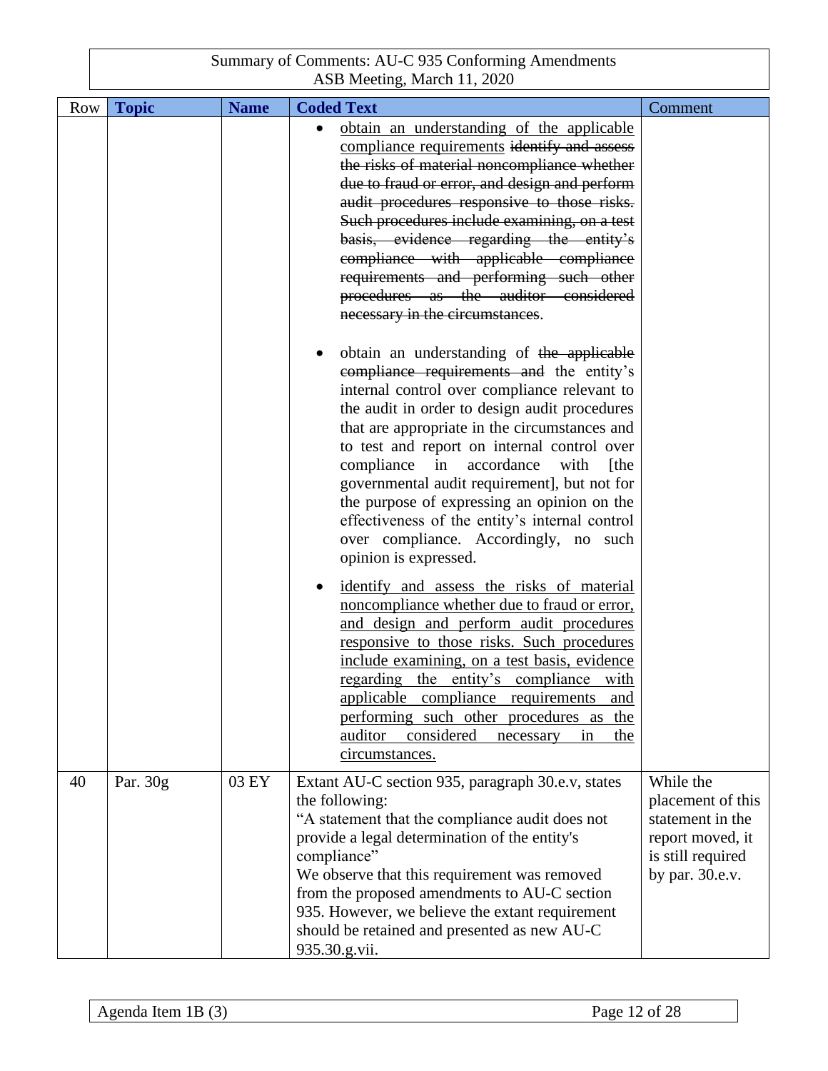Summary of Comments: AU-C 935 Conforming Amendments
ASB Meeting, March 11, 2020

| Row | Topic | Name | Coded Text | Comment |
|---|---|---|---|---|
| | | | • <u>obtain an understanding of the applicable compliance requirements</u> ~~identify and assess the risks of material noncompliance whether due to fraud or error, and design and perform audit procedures responsive to those risks. Such procedures include examining, on a test basis, evidence regarding the entity's compliance with applicable compliance requirements and performing such other procedures as the auditor considered necessary in the circumstances~~.<br><br>• obtain an understanding of ~~the applicable compliance requirements and~~ the entity's internal control over compliance relevant to the audit in order to design audit procedures that are appropriate in the circumstances and to test and report on internal control over compliance in accordance with [the governmental audit requirement], but not for the purpose of expressing an opinion on the effectiveness of the entity's internal control over compliance. Accordingly, no such opinion is expressed.<br><br>• <u>identify and assess the risks of material noncompliance whether due to fraud or error, and design and perform audit procedures responsive to those risks. Such procedures include examining, on a test basis, evidence regarding the entity's compliance with applicable compliance requirements and performing such other procedures as the auditor considered necessary in the circumstances.</u> | |
| 40 | Par. 30g | 03 EY | Extant AU-C section 935, paragraph 30.e.v, states the following:<br>"A statement that the compliance audit does not provide a legal determination of the entity's compliance"<br>We observe that this requirement was removed from the proposed amendments to AU-C section 935. However, we believe the extant requirement should be retained and presented as new AU-C 935.30.g.vii. | While the placement of this statement in the report moved, it is still required by par. 30.e.v. |

Agenda Item 1B (3)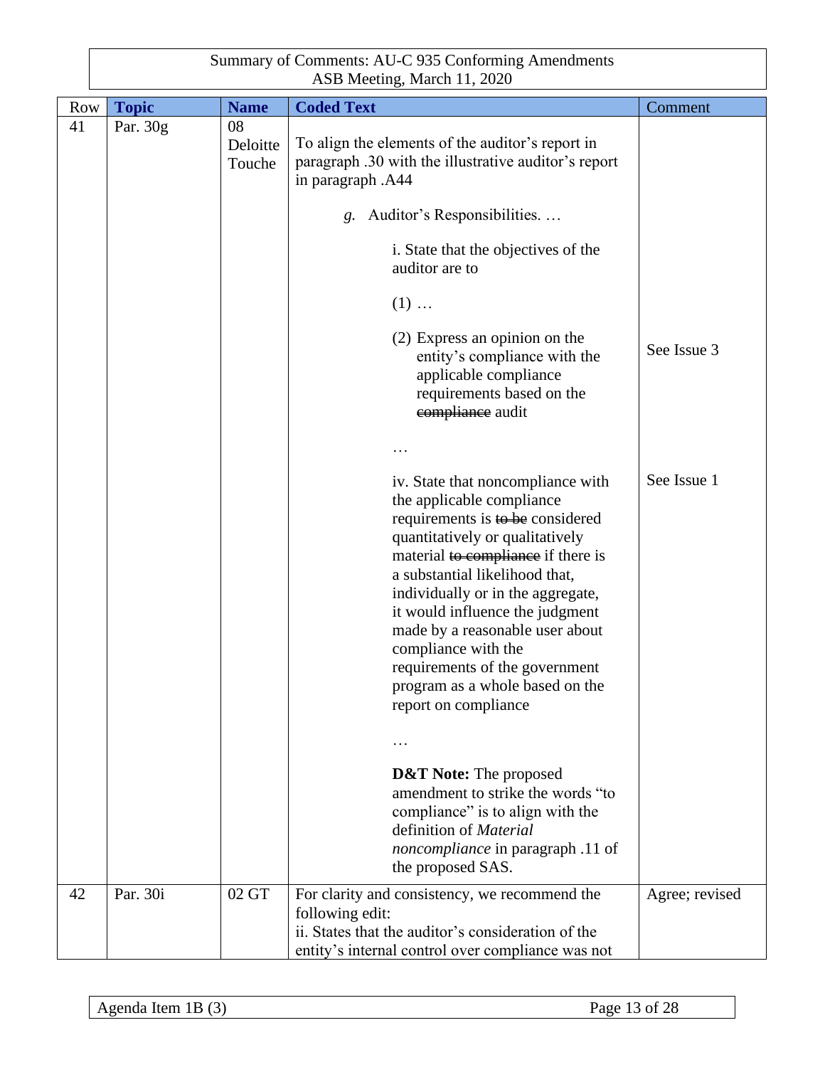Summary of Comments: AU-C 935 Conforming Amendments
ASB Meeting, March 11, 2020

| Row | Topic | Name | Coded Text | Comment |
|---|---|---|---|---|
| 41 | Par. 30g | 08 Deloitte Touche | To align the elements of the auditor's report in paragraph .30 with the illustrative auditor's report in paragraph .A44<br><br>*g.* Auditor's Responsibilities. …<br><br>i. State that the objectives of the auditor are to<br><br>(1) …<br><br>(2) Express an opinion on the entity's compliance with the applicable compliance requirements based on the ~~compliance~~ audit<br><br>…<br><br>iv. State that noncompliance with the applicable compliance requirements is ~~to be~~ considered quantitatively or qualitatively material ~~to compliance~~ if there is a substantial likelihood that, individually or in the aggregate, it would influence the judgment made by a reasonable user about compliance with the requirements of the government program as a whole based on the report on compliance<br><br>…<br><br>**D&T Note:** The proposed amendment to strike the words "to compliance" is to align with the definition of *Material noncompliance* in paragraph .11 of the proposed SAS. | See Issue 3<br><br>See Issue 1 |
| 42 | Par. 30i | 02 GT | For clarity and consistency, we recommend the following edit:<br>ii. States that the auditor's consideration of the entity's internal control over compliance was not | Agree; revised |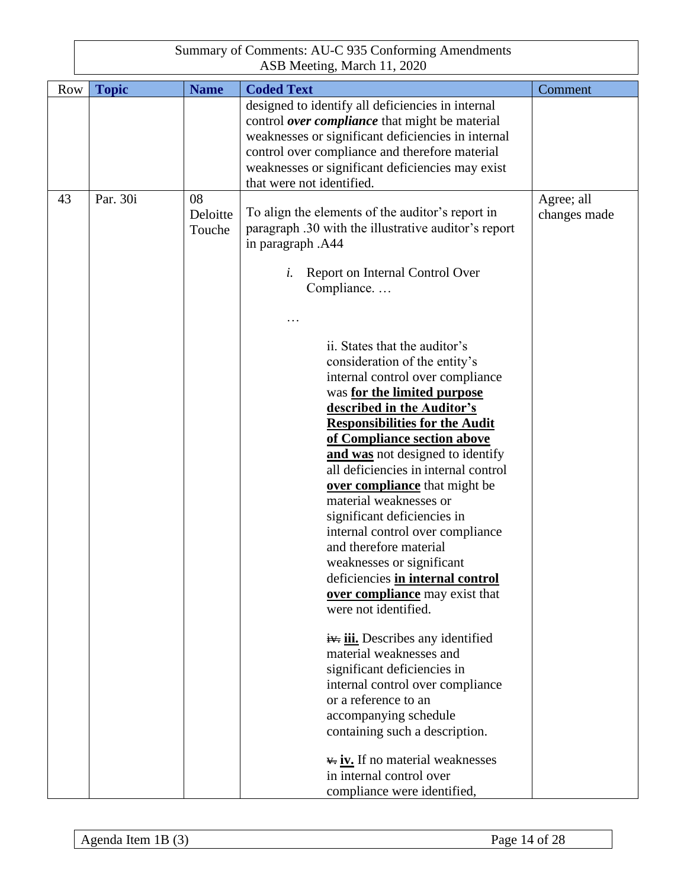Summary of Comments: AU-C 935 Conforming Amendments
ASB Meeting, March 11, 2020

| Row | Topic | Name | Coded Text | Comment |
|---|---|---|---|---|
| | | | designed to identify all deficiencies in internal control ***over compliance*** that might be material weaknesses or significant deficiencies in internal control over compliance and therefore material weaknesses or significant deficiencies may exist that were not identified. | |
| 43 | Par. 30i | 08 Deloitte Touche | To align the elements of the auditor's report in paragraph .30 with the illustrative auditor's report in paragraph .A44<br><br>*i.* Report on Internal Control Over Compliance. …<br><br>…<br><br>ii. States that the auditor's consideration of the entity's internal control over compliance was <u>**for the limited purpose described in the Auditor's Responsibilities for the Audit of Compliance section above and was**</u> not designed to identify all deficiencies in internal control <u>**over compliance**</u> that might be material weaknesses or significant deficiencies in internal control over compliance and therefore material weaknesses or significant deficiencies <u>**in internal control over compliance**</u> may exist that were not identified.<br><br>~~iv.~~ <u>**iii.**</u> Describes any identified material weaknesses and significant deficiencies in internal control over compliance or a reference to an accompanying schedule containing such a description.<br><br>~~v.~~ <u>**iv.**</u> If no material weaknesses in internal control over compliance were identified, | Agree; all changes made |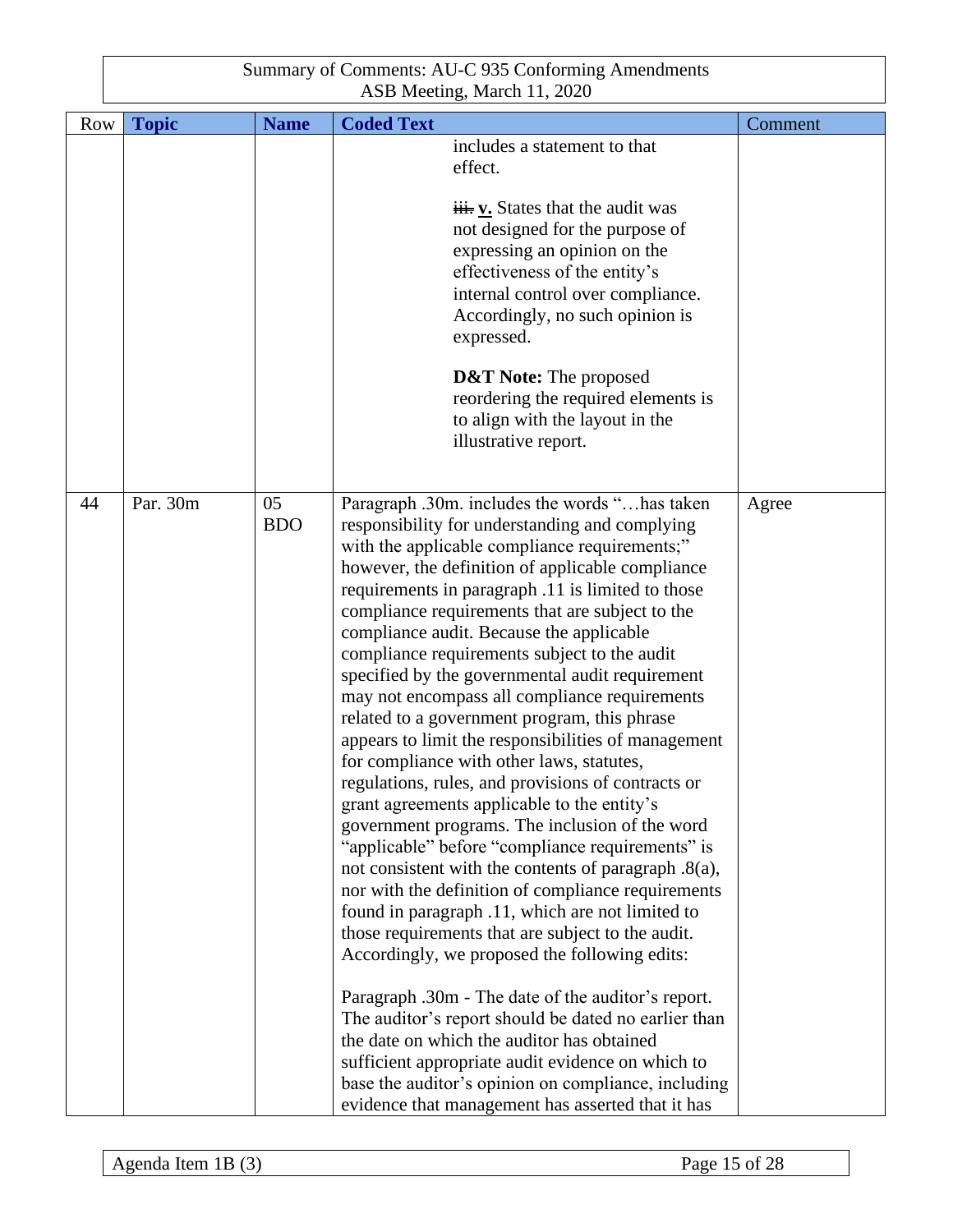| Row | Topic | Name | Coded Text | Comment |
|---|---|---|---|---|
| | | | includes a statement to that effect.<br><br>~~iii.~~ **v.** States that the audit was not designed for the purpose of expressing an opinion on the effectiveness of the entity's internal control over compliance. Accordingly, no such opinion is expressed.<br><br>**D&T Note:** The proposed reordering the required elements is to align with the layout in the illustrative report. | |
| 44 | Par. 30m | 05 BDO | Paragraph .30m. includes the words "…has taken responsibility for understanding and complying with the applicable compliance requirements;" however, the definition of applicable compliance requirements in paragraph .11 is limited to those compliance requirements that are subject to the compliance audit. Because the applicable compliance requirements subject to the audit specified by the governmental audit requirement may not encompass all compliance requirements related to a government program, this phrase appears to limit the responsibilities of management for compliance with other laws, statutes, regulations, rules, and provisions of contracts or grant agreements applicable to the entity's government programs. The inclusion of the word "applicable" before "compliance requirements" is not consistent with the contents of paragraph .8(a), nor with the definition of compliance requirements found in paragraph .11, which are not limited to those requirements that are subject to the audit. Accordingly, we proposed the following edits:<br><br>Paragraph .30m - The date of the auditor's report. The auditor's report should be dated no earlier than the date on which the auditor has obtained sufficient appropriate audit evidence on which to base the auditor's opinion on compliance, including evidence that management has asserted that it has | Agree |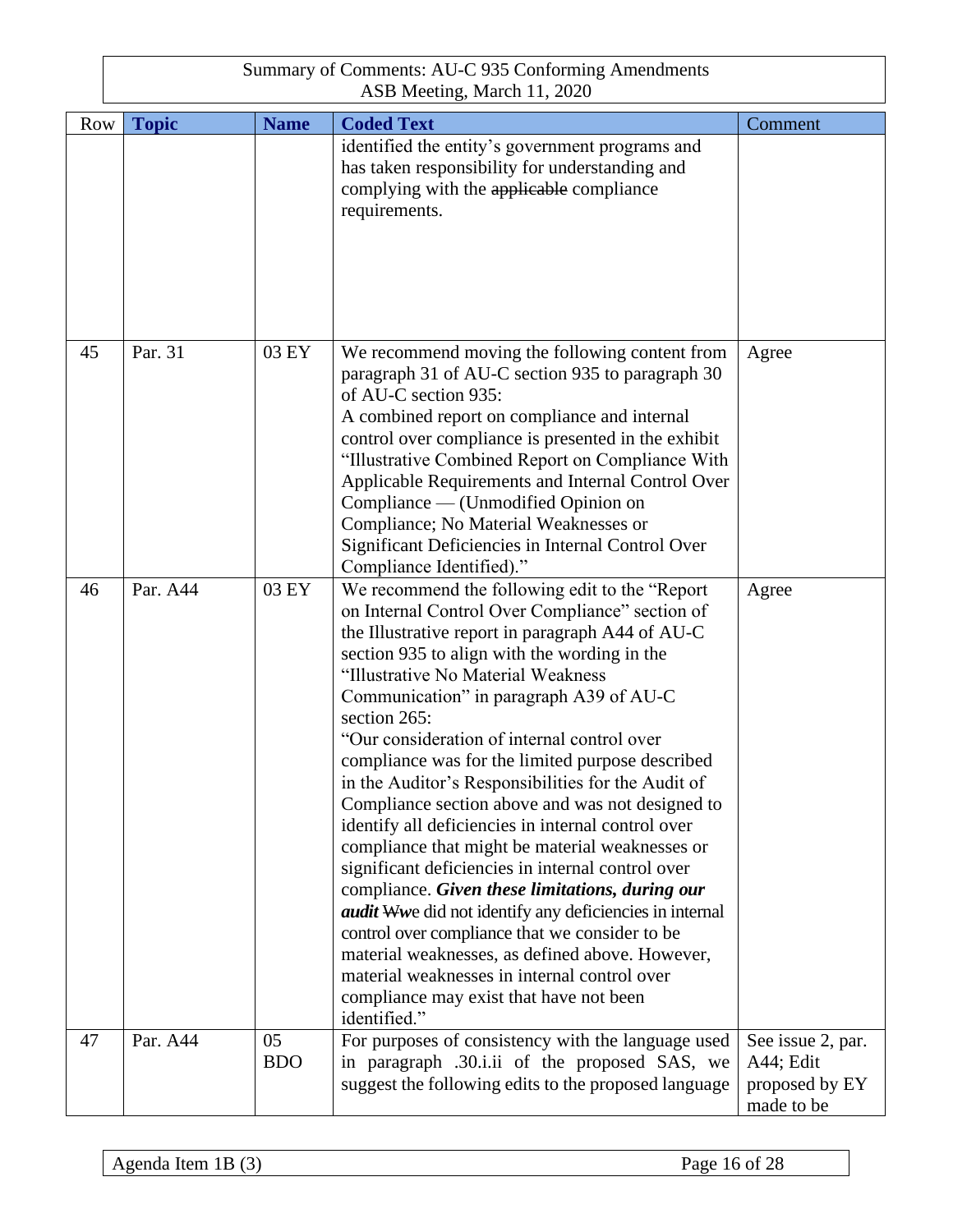Summary of Comments: AU-C 935 Conforming Amendments
ASB Meeting, March 11, 2020

| Row | Topic | Name | Coded Text | Comment |
|---|---|---|---|---|
| | | | identified the entity's government programs and has taken responsibility for understanding and complying with the ~~applicable~~ compliance requirements. | |
| 45 | Par. 31 | 03 EY | We recommend moving the following content from paragraph 31 of AU-C section 935 to paragraph 30 of AU-C section 935:<br>A combined report on compliance and internal control over compliance is presented in the exhibit "Illustrative Combined Report on Compliance With Applicable Requirements and Internal Control Over Compliance — (Unmodified Opinion on Compliance; No Material Weaknesses or Significant Deficiencies in Internal Control Over Compliance Identified)." | Agree |
| 46 | Par. A44 | 03 EY | We recommend the following edit to the "Report on Internal Control Over Compliance" section of the Illustrative report in paragraph A44 of AU-C section 935 to align with the wording in the "Illustrative No Material Weakness Communication" in paragraph A39 of AU-C section 265:<br>"Our consideration of internal control over compliance was for the limited purpose described in the Auditor's Responsibilities for the Audit of Compliance section above and was not designed to identify all deficiencies in internal control over compliance that might be material weaknesses or significant deficiencies in internal control over compliance. ***Given these limitations, during our audit*** ~~W~~*w*e did not identify any deficiencies in internal control over compliance that we consider to be material weaknesses, as defined above. However, material weaknesses in internal control over compliance may exist that have not been identified." | Agree |
| 47 | Par. A44 | 05 BDO | For purposes of consistency with the language used in paragraph .30.i.ii of the proposed SAS, we suggest the following edits to the proposed language | See issue 2, par. A44; Edit proposed by EY made to be |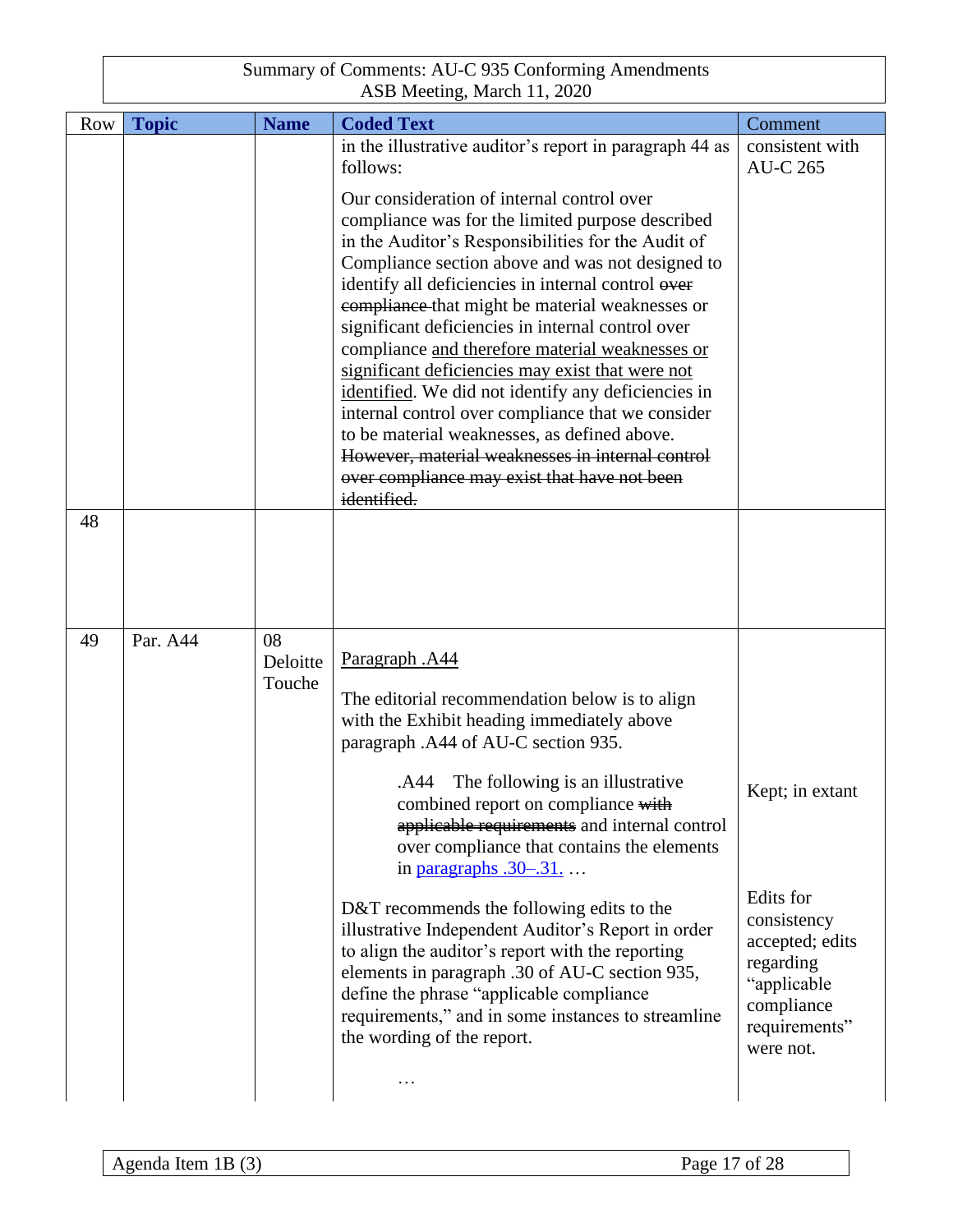Summary of Comments: AU-C 935 Conforming Amendments
ASB Meeting, March 11, 2020

| Row | Topic | Name | Coded Text | Comment |
|---|---|---|---|---|
| | | | in the illustrative auditor's report in paragraph 44 as follows:<br><br>Our consideration of internal control over compliance was for the limited purpose described in the Auditor's Responsibilities for the Audit of Compliance section above and was not designed to identify all deficiencies in internal control ~~over compliance~~ that might be material weaknesses or significant deficiencies in internal control over compliance <u>and therefore material weaknesses or significant deficiencies may exist that were not identified</u>. We did not identify any deficiencies in internal control over compliance that we consider to be material weaknesses, as defined above. ~~However, material weaknesses in internal control over compliance may exist that have not been identified.~~ | consistent with AU-C 265 |
| 48 | | | | |
| 49 | Par. A44 | 08 Deloitte Touche | <u>Paragraph .A44</u><br><br>The editorial recommendation below is to align with the Exhibit heading immediately above paragraph .A44 of AU-C section 935.<br><br>.A44 The following is an illustrative combined report on compliance ~~with applicable requirements~~ and internal control over compliance that contains the elements in paragraphs .30–.31. …<br><br>D&T recommends the following edits to the illustrative Independent Auditor's Report in order to align the auditor's report with the reporting elements in paragraph .30 of AU-C section 935, define the phrase "applicable compliance requirements," and in some instances to streamline the wording of the report.<br><br>… | Kept; in extant<br><br>Edits for consistency accepted; edits regarding "applicable compliance requirements" were not. |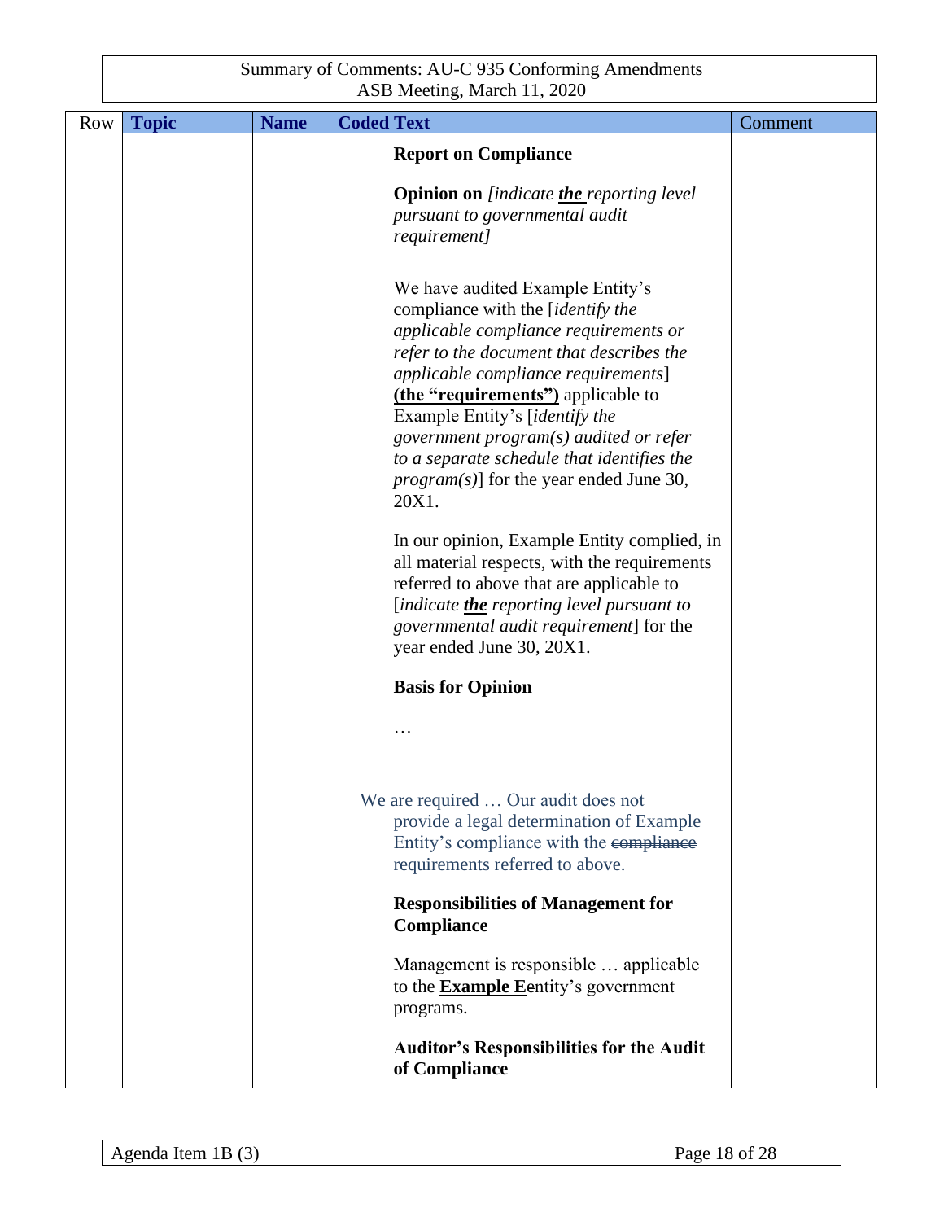| Row | Topic | Name | Coded Text | Comment |
|---|---|---|---|---|
| | | | **Report on Compliance**<br><br>**Opinion on** *[indicate **the** reporting level pursuant to governmental audit requirement]*<br><br>We have audited Example Entity's compliance with the [*identify the applicable compliance requirements or refer to the document that describes the applicable compliance requirements*] **(the "requirements")** applicable to Example Entity's [*identify the government program(s) audited or refer to a separate schedule that identifies the program(s)*] for the year ended June 30, 20X1.<br><br>In our opinion, Example Entity complied, in all material respects, with the requirements referred to above that are applicable to [*indicate **the** reporting level pursuant to governmental audit requirement*] for the year ended June 30, 20X1.<br><br>**Basis for Opinion**<br><br>…<br><br>We are required … Our audit does not provide a legal determination of Example Entity's compliance with the ~~compliance~~ requirements referred to above.<br><br>**Responsibilities of Management for Compliance**<br><br>Management is responsible … applicable to the **Example E**~~e~~ntity's government programs.<br><br>**Auditor's Responsibilities for the Audit of Compliance** | |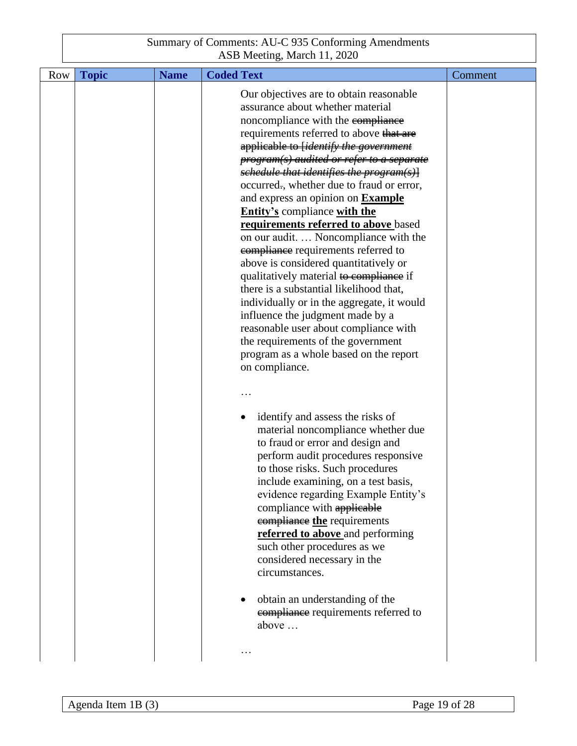| Row | Topic | Name | Coded Text | Comment |
|---|---|---|---|---|
| | | | Our objectives are to obtain reasonable assurance about whether material noncompliance with the ~~compliance~~ requirements referred to above ~~that are applicable to [*identify the government program(s) audited or refer to a separate schedule that identifies the program(s)*]~~ occurred~~.~~, whether due to fraud or error, and express an opinion on **Example Entity's** compliance **with the requirements referred to above** based on our audit. … Noncompliance with the ~~compliance~~ requirements referred to above is considered quantitatively or qualitatively material ~~to compliance~~ if there is a substantial likelihood that, individually or in the aggregate, it would influence the judgment made by a reasonable user about compliance with the requirements of the government program as a whole based on the report on compliance.<br><br>…<br><br>• identify and assess the risks of material noncompliance whether due to fraud or error and design and perform audit procedures responsive to those risks. Such procedures include examining, on a test basis, evidence regarding Example Entity's compliance with ~~applicable compliance~~ **the** requirements **referred to above** and performing such other procedures as we considered necessary in the circumstances.<br><br>• obtain an understanding of the ~~compliance~~ requirements referred to above …<br><br>… | |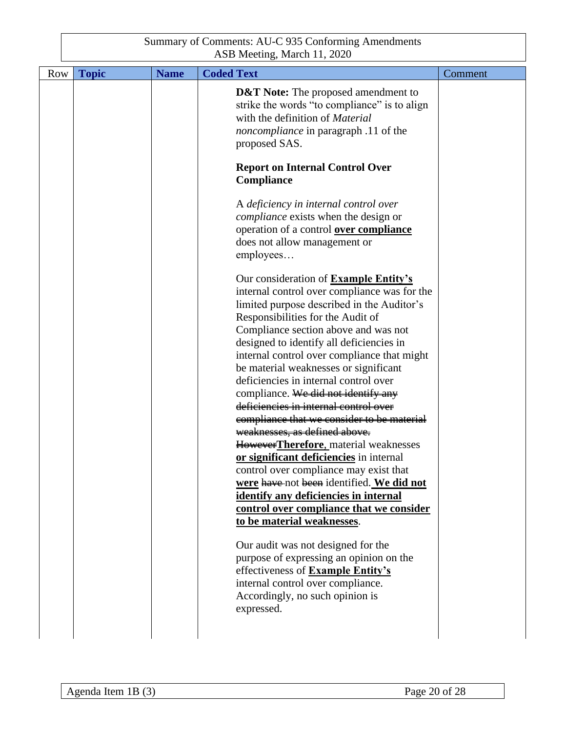Summary of Comments: AU-C 935 Conforming Amendments
ASB Meeting, March 11, 2020

| Row | Topic | Name | Coded Text | Comment |
|---|---|---|---|---|
| | | | **D&T Note:** The proposed amendment to strike the words "to compliance" is to align with the definition of *Material noncompliance* in paragraph .11 of the proposed SAS.<br><br>**Report on Internal Control Over Compliance**<br><br>A *deficiency in internal control over compliance* exists when the design or operation of a control **<u>over compliance</u>** does not allow management or employees…<br><br>Our consideration of **<u>Example Entity's</u>** internal control over compliance was for the limited purpose described in the Auditor's Responsibilities for the Audit of Compliance section above and was not designed to identify all deficiencies in internal control over compliance that might be material weaknesses or significant deficiencies in internal control over compliance. ~~We did not identify any deficiencies in internal control over compliance that we consider to be material weaknesses, as defined above.~~ ~~However~~**<u>Therefore</u>**, material weaknesses **<u>or significant deficiencies</u>** in internal control over compliance may exist that **<u>were</u>** ~~have~~ not ~~been~~ identified. **<u>We did not identify any deficiencies in internal control over compliance that we consider to be material weaknesses</u>**.<br><br>Our audit was not designed for the purpose of expressing an opinion on the effectiveness of **<u>Example Entity's</u>** internal control over compliance. Accordingly, no such opinion is expressed. | |

Agenda Item 1B (3)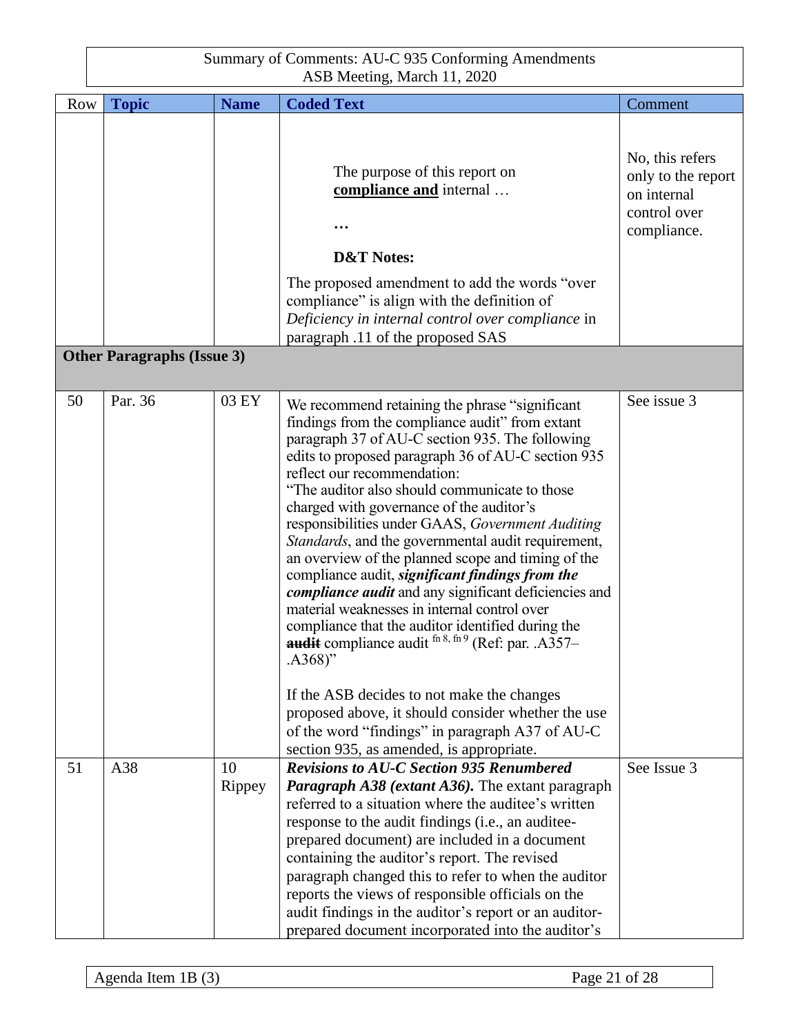Summary of Comments: AU-C 935 Conforming Amendments
ASB Meeting, March 11, 2020

| Row | Topic | Name | Coded Text | Comment |
|---|---|---|---|---|
| | | | The purpose of this report on **compliance and** internal … <br><br> **…** <br><br> **D&T Notes:** <br><br> The proposed amendment to add the words "over compliance" is align with the definition of *Deficiency in internal control over compliance* in paragraph .11 of the proposed SAS | No, this refers only to the report on internal control over compliance. |
| **Other Paragraphs (Issue 3)** | | | | |
| 50 | Par. 36 | 03 EY | We recommend retaining the phrase "significant findings from the compliance audit" from extant paragraph 37 of AU-C section 935. The following edits to proposed paragraph 36 of AU-C section 935 reflect our recommendation: <br> "The auditor also should communicate to those charged with governance of the auditor's responsibilities under GAAS, *Government Auditing Standards*, and the governmental audit requirement, an overview of the planned scope and timing of the compliance audit, ***significant findings from the compliance audit*** and any significant deficiencies and material weaknesses in internal control over compliance that the auditor identified during the ~~**audit**~~ compliance audit fn 8, fn 9 (Ref: par. .A357–.A368)" <br><br> If the ASB decides to not make the changes proposed above, it should consider whether the use of the word "findings" in paragraph A37 of AU-C section 935, as amended, is appropriate. | See issue 3 |
| 51 | A38 | 10 Rippey | ***Revisions to AU-C Section 935 Renumbered Paragraph A38 (extant A36).*** The extant paragraph referred to a situation where the auditee's written response to the audit findings (i.e., an auditee-prepared document) are included in a document containing the auditor's report. The revised paragraph changed this to refer to when the auditor reports the views of responsible officials on the audit findings in the auditor's report or an auditor-prepared document incorporated into the auditor's | See Issue 3 |

Agenda Item 1B (3)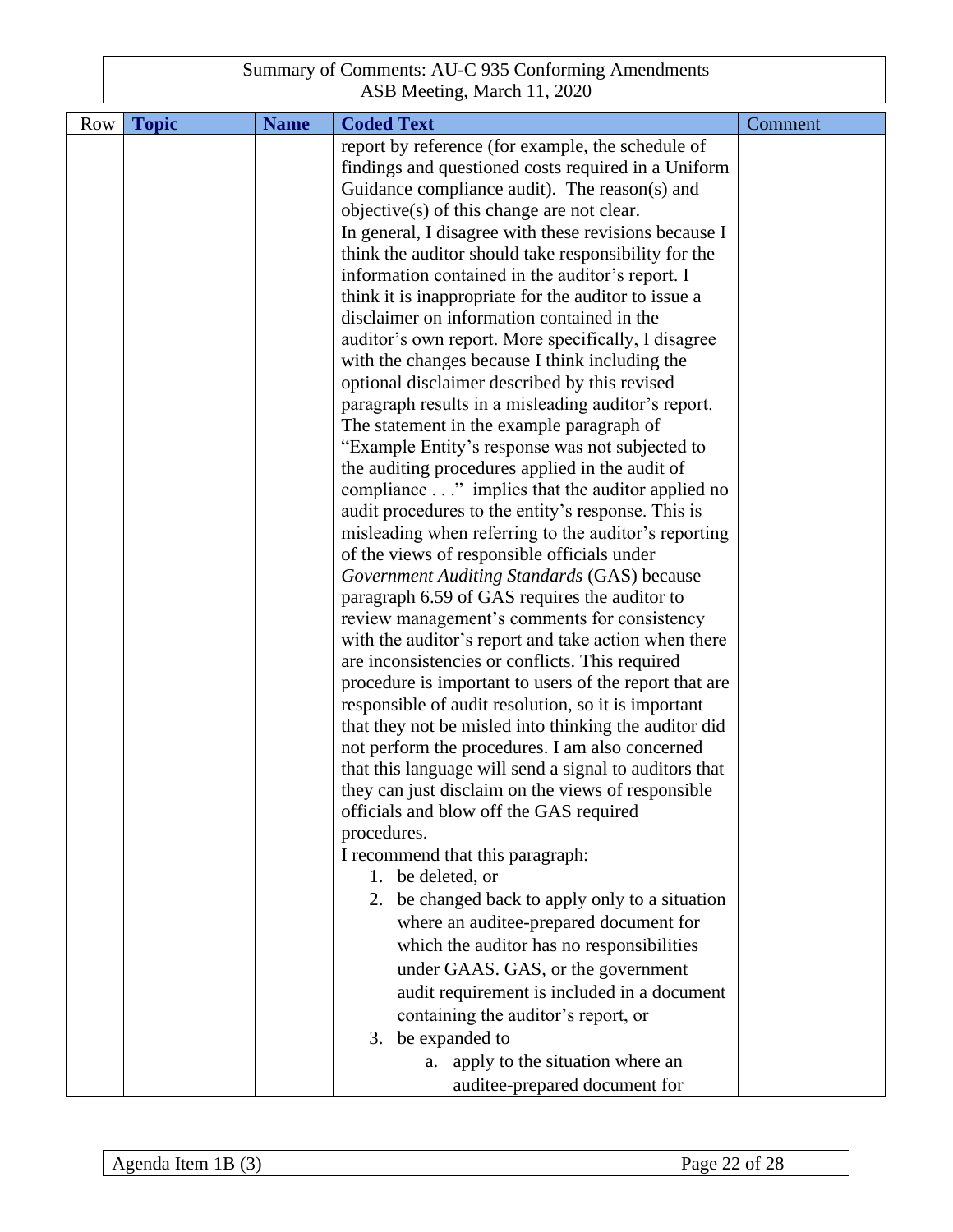Summary of Comments: AU-C 935 Conforming Amendments
ASB Meeting, March 11, 2020

| Row | Topic | Name | Coded Text | Comment |
|---|---|---|---|---|
| | | | report by reference (for example, the schedule of findings and questioned costs required in a Uniform Guidance compliance audit). The reason(s) and objective(s) of this change are not clear.<br>In general, I disagree with these revisions because I think the auditor should take responsibility for the information contained in the auditor's report. I think it is inappropriate for the auditor to issue a disclaimer on information contained in the auditor's own report. More specifically, I disagree with the changes because I think including the optional disclaimer described by this revised paragraph results in a misleading auditor's report. The statement in the example paragraph of "Example Entity's response was not subjected to the auditing procedures applied in the audit of compliance . . ." implies that the auditor applied no audit procedures to the entity's response. This is misleading when referring to the auditor's reporting of the views of responsible officials under *Government Auditing Standards* (GAS) because paragraph 6.59 of GAS requires the auditor to review management's comments for consistency with the auditor's report and take action when there are inconsistencies or conflicts. This required procedure is important to users of the report that are responsible of audit resolution, so it is important that they not be misled into thinking the auditor did not perform the procedures. I am also concerned that this language will send a signal to auditors that they can just disclaim on the views of responsible officials and blow off the GAS required procedures.<br>I recommend that this paragraph:<br>1. be deleted, or<br>2. be changed back to apply only to a situation where an auditee-prepared document for which the auditor has no responsibilities under GAAS. GAS, or the government audit requirement is included in a document containing the auditor's report, or<br>3. be expanded to<br>&nbsp;&nbsp;&nbsp;&nbsp;a. apply to the situation where an auditee-prepared document for | |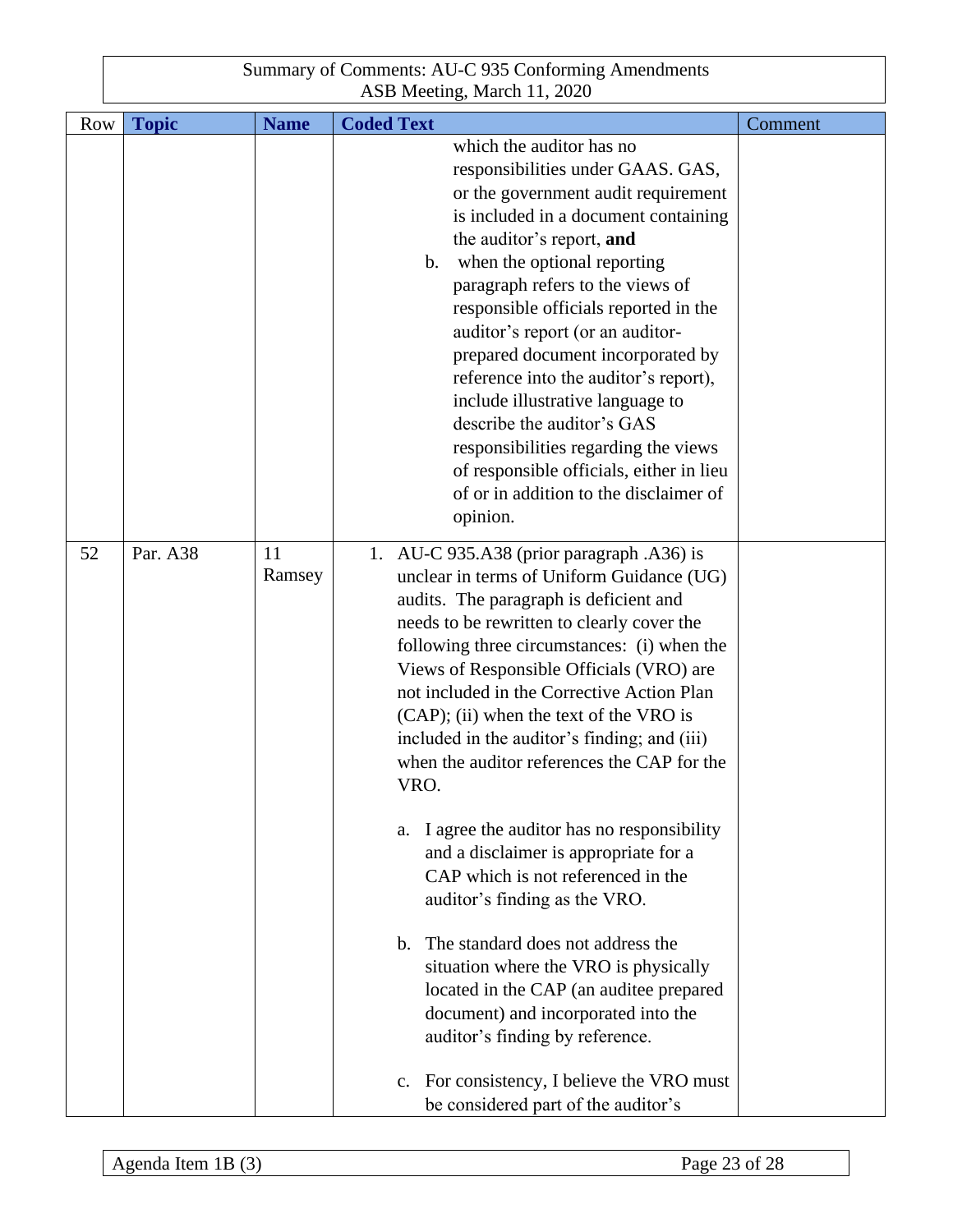| Row | Topic | Name | Coded Text | Comment |
|---|---|---|---|---|
| | | | which the auditor has no responsibilities under GAAS. GAS, or the government audit requirement is included in a document containing the auditor's report, **and**<br>b. when the optional reporting paragraph refers to the views of responsible officials reported in the auditor's report (or an auditor-prepared document incorporated by reference into the auditor's report), include illustrative language to describe the auditor's GAS responsibilities regarding the views of responsible officials, either in lieu of or in addition to the disclaimer of opinion. | |
| 52 | Par. A38 | 11 Ramsey | 1. AU-C 935.A38 (prior paragraph .A36) is unclear in terms of Uniform Guidance (UG) audits. The paragraph is deficient and needs to be rewritten to clearly cover the following three circumstances: (i) when the Views of Responsible Officials (VRO) are not included in the Corrective Action Plan (CAP); (ii) when the text of the VRO is included in the auditor's finding; and (iii) when the auditor references the CAP for the VRO.<br><br>a. I agree the auditor has no responsibility and a disclaimer is appropriate for a CAP which is not referenced in the auditor's finding as the VRO.<br><br>b. The standard does not address the situation where the VRO is physically located in the CAP (an auditee prepared document) and incorporated into the auditor's finding by reference.<br><br>c. For consistency, I believe the VRO must be considered part of the auditor's | |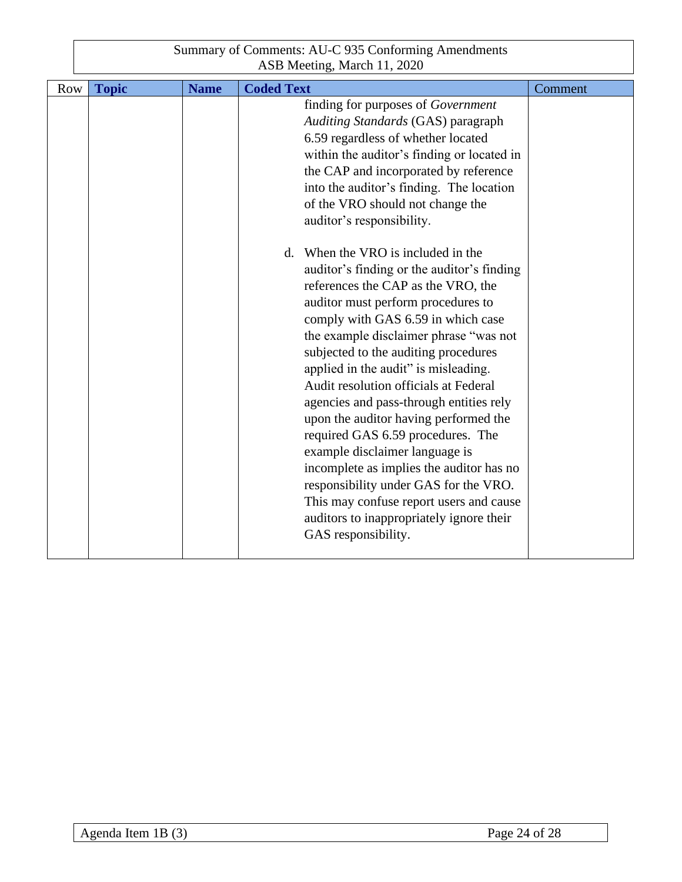| Row | Topic | Name | Coded Text | Comment |
|---|---|---|---|---|
| | | | finding for purposes of *Government Auditing Standards* (GAS) paragraph 6.59 regardless of whether located within the auditor's finding or located in the CAP and incorporated by reference into the auditor's finding. The location of the VRO should not change the auditor's responsibility.<br><br>d. When the VRO is included in the auditor's finding or the auditor's finding references the CAP as the VRO, the auditor must perform procedures to comply with GAS 6.59 in which case the example disclaimer phrase "was not subjected to the auditing procedures applied in the audit" is misleading. Audit resolution officials at Federal agencies and pass-through entities rely upon the auditor having performed the required GAS 6.59 procedures. The example disclaimer language is incomplete as implies the auditor has no responsibility under GAS for the VRO. This may confuse report users and cause auditors to inappropriately ignore their GAS responsibility. | |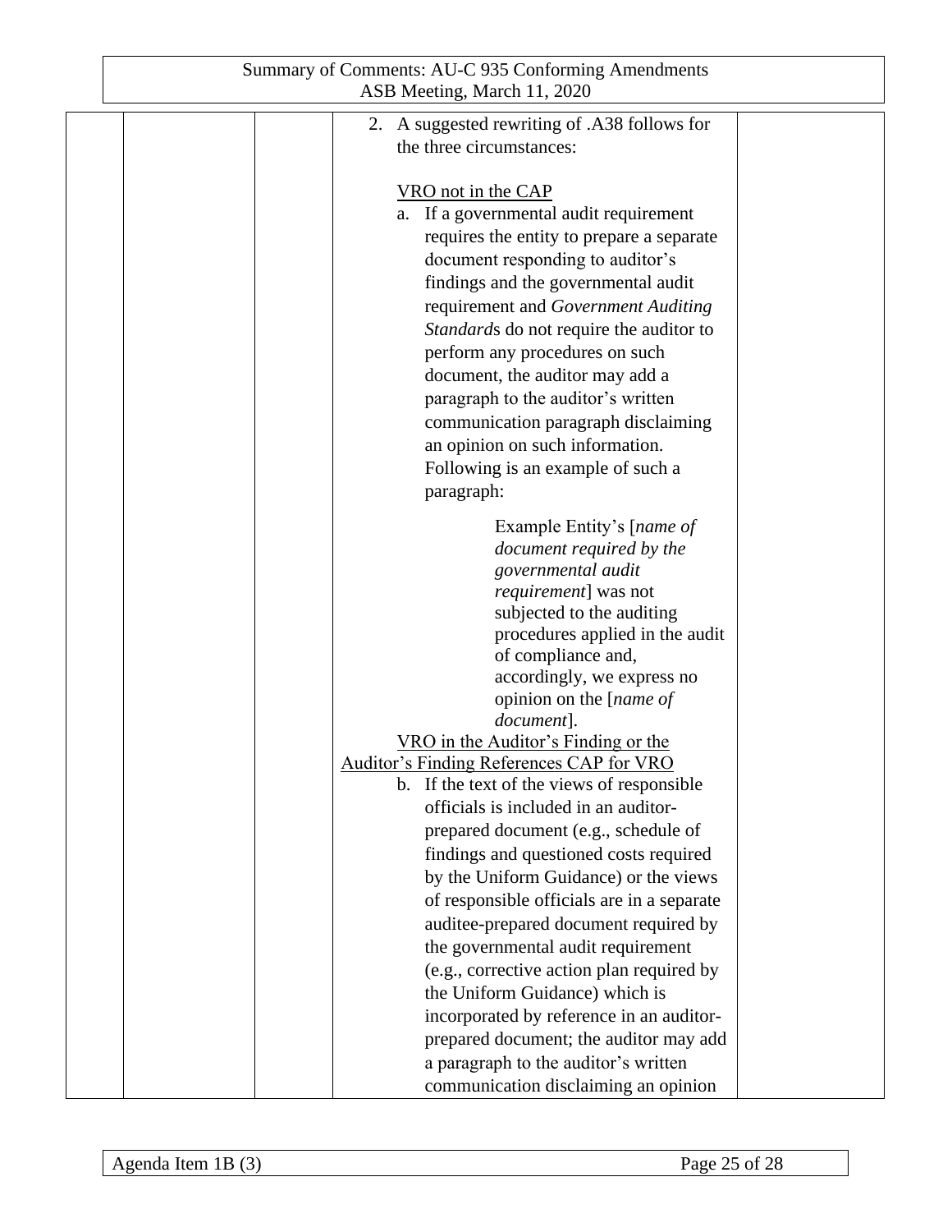| | | | | |
|---|---|---|---|---|
| | | | 2. A suggested rewriting of .A38 follows for the three circumstances:<br><br><u>VRO not in the CAP</u><br>a. If a governmental audit requirement requires the entity to prepare a separate document responding to auditor's findings and the governmental audit requirement and *Government Auditing Standards* do not require the auditor to perform any procedures on such document, the auditor may add a paragraph to the auditor's written communication paragraph disclaiming an opinion on such information. Following is an example of such a paragraph:<br><br>Example Entity's [*name of document required by the governmental audit requirement*] was not subjected to the auditing procedures applied in the audit of compliance and, accordingly, we express no opinion on the [*name of document*].<br><br><u>VRO in the Auditor's Finding or the Auditor's Finding References CAP for VRO</u><br>b. If the text of the views of responsible officials is included in an auditor-prepared document (e.g., schedule of findings and questioned costs required by the Uniform Guidance) or the views of responsible officials are in a separate auditee-prepared document required by the governmental audit requirement (e.g., corrective action plan required by the Uniform Guidance) which is incorporated by reference in an auditor-prepared document; the auditor may add a paragraph to the auditor's written communication disclaiming an opinion | |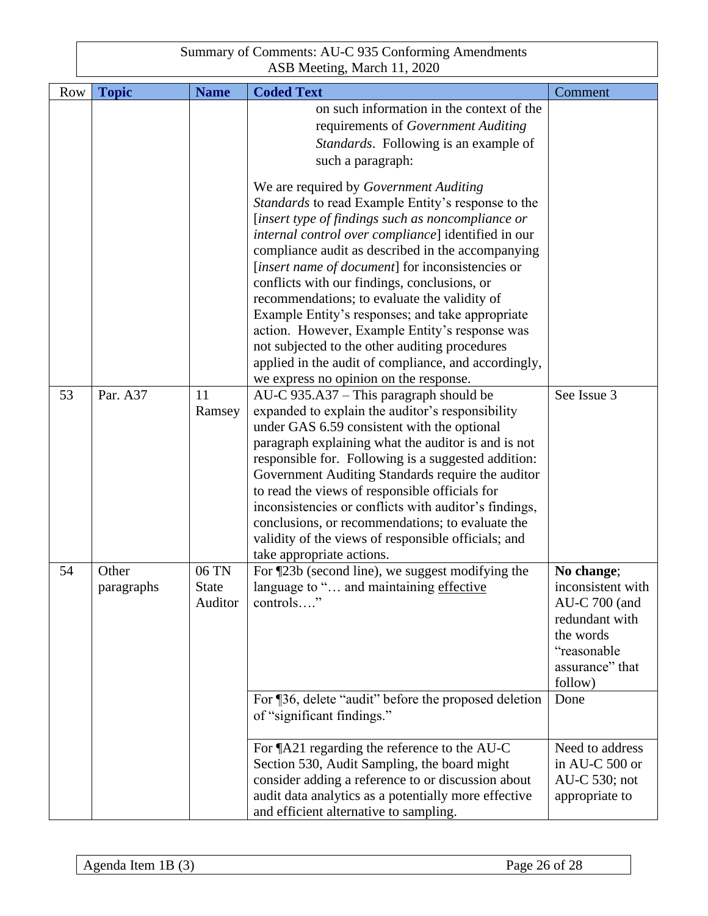Summary of Comments: AU-C 935 Conforming Amendments
ASB Meeting, March 11, 2020

| Row | Topic | Name | Coded Text | Comment |
|---|---|---|---|---|
| | | | on such information in the context of the requirements of *Government Auditing Standards*. Following is an example of such a paragraph:<br><br>We are required by *Government Auditing Standards* to read Example Entity's response to the [*insert type of findings such as noncompliance or internal control over compliance*] identified in our compliance audit as described in the accompanying [*insert name of document*] for inconsistencies or conflicts with our findings, conclusions, or recommendations; to evaluate the validity of Example Entity's responses; and take appropriate action. However, Example Entity's response was not subjected to the other auditing procedures applied in the audit of compliance, and accordingly, we express no opinion on the response. | |
| 53 | Par. A37 | 11 Ramsey | AU-C 935.A37 – This paragraph should be expanded to explain the auditor's responsibility under GAS 6.59 consistent with the optional paragraph explaining what the auditor is and is not responsible for. Following is a suggested addition: Government Auditing Standards require the auditor to read the views of responsible officials for inconsistencies or conflicts with auditor's findings, conclusions, or recommendations; to evaluate the validity of the views of responsible officials; and take appropriate actions. | See Issue 3 |
| 54 | Other paragraphs | 06 TN State Auditor | For ¶23b (second line), we suggest modifying the language to "… and maintaining <u>effective</u> controls…." | **No change**; inconsistent with AU-C 700 (and redundant with the words "reasonable assurance" that follow) |
| | | | For ¶36, delete "audit" before the proposed deletion of "significant findings." | Done |
| | | | For ¶A21 regarding the reference to the AU-C Section 530, Audit Sampling, the board might consider adding a reference to or discussion about audit data analytics as a potentially more effective and efficient alternative to sampling. | Need to address in AU-C 500 or AU-C 530; not appropriate to |

Agenda Item 1B (3)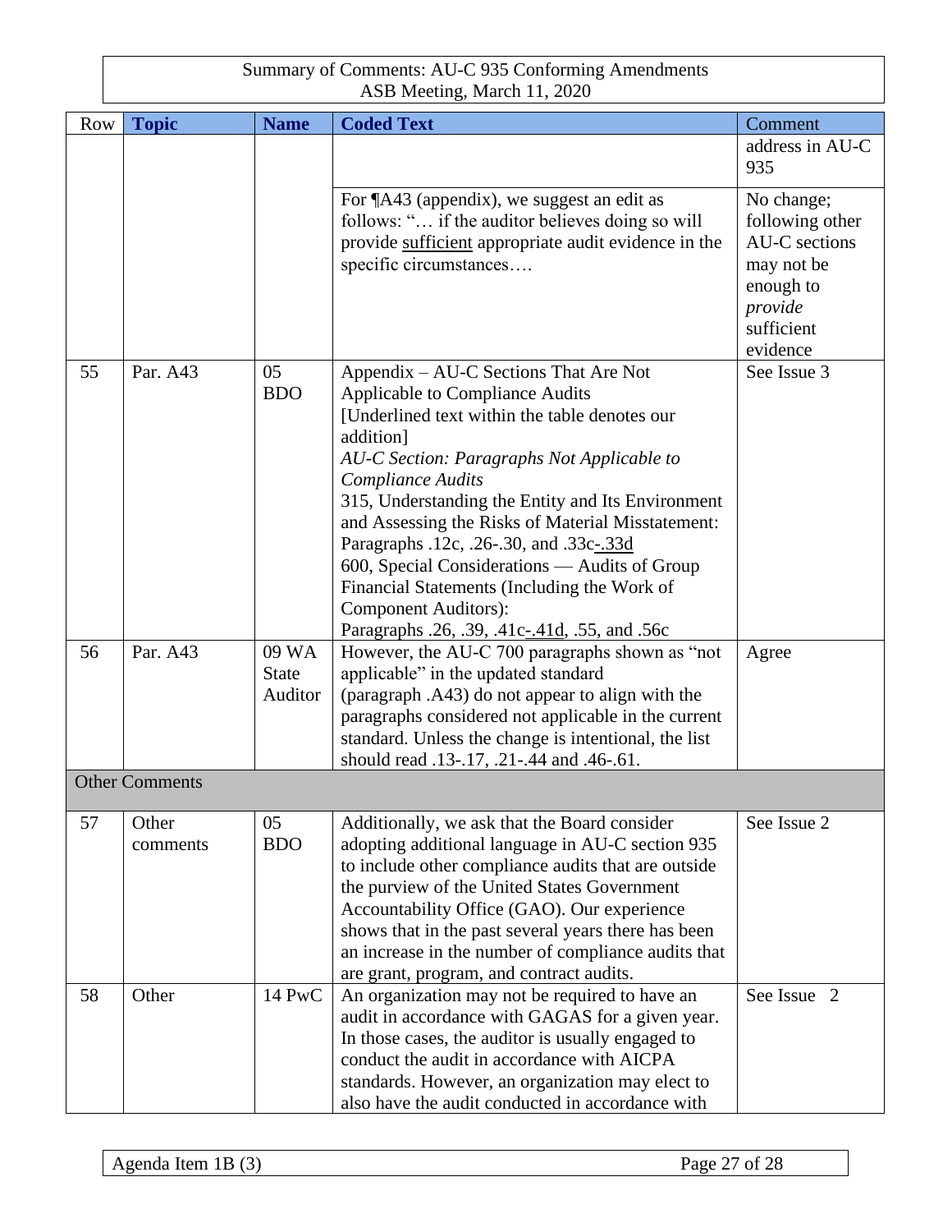Summary of Comments: AU-C 935 Conforming Amendments
ASB Meeting, March 11, 2020

| Row | Topic | Name | Coded Text | Comment |
|---|---|---|---|---|
| | | | | address in AU-C 935 |
| | | | For ¶A43 (appendix), we suggest an edit as follows: "… if the auditor believes doing so will provide <u>sufficient</u> appropriate audit evidence in the specific circumstances…. | No change; following other AU-C sections may not be enough to *provide* sufficient evidence |
| 55 | Par. A43 | 05 BDO | Appendix – AU-C Sections That Are Not Applicable to Compliance Audits<br>[Underlined text within the table denotes our addition]<br>*AU-C Section: Paragraphs Not Applicable to Compliance Audits*<br>315, Understanding the Entity and Its Environment and Assessing the Risks of Material Misstatement: Paragraphs .12c, .26-.30, and .33c<u>-.33d</u><br>600, Special Considerations — Audits of Group Financial Statements (Including the Work of Component Auditors):<br>Paragraphs .26, .39, .41c<u>-.41d</u>, .55, and .56c | See Issue 3 |
| 56 | Par. A43 | 09 WA State Auditor | However, the AU-C 700 paragraphs shown as "not applicable" in the updated standard (paragraph .A43) do not appear to align with the paragraphs considered not applicable in the current standard. Unless the change is intentional, the list should read .13-.17, .21-.44 and .46-.61. | Agree |
| Other Comments | | | | |
| 57 | Other comments | 05 BDO | Additionally, we ask that the Board consider adopting additional language in AU-C section 935 to include other compliance audits that are outside the purview of the United States Government Accountability Office (GAO). Our experience shows that in the past several years there has been an increase in the number of compliance audits that are grant, program, and contract audits. | See Issue 2 |
| 58 | Other | 14 PwC | An organization may not be required to have an audit in accordance with GAGAS for a given year. In those cases, the auditor is usually engaged to conduct the audit in accordance with AICPA standards. However, an organization may elect to also have the audit conducted in accordance with | See Issue 2 |

Agenda Item 1B (3)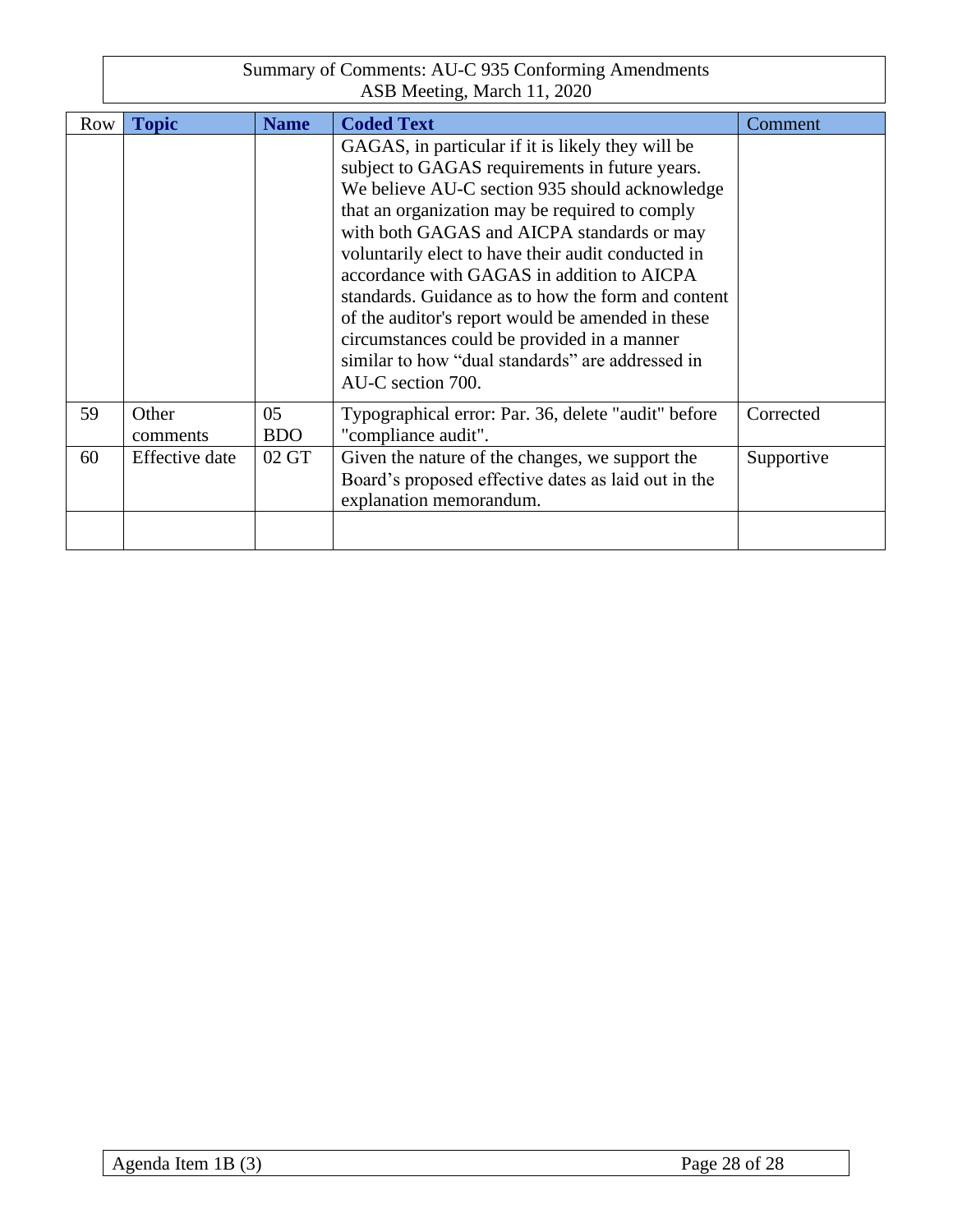| Row | Topic | Name | Coded Text | Comment |
|---|---|---|---|---|
| | | | GAGAS, in particular if it is likely they will be subject to GAGAS requirements in future years. We believe AU-C section 935 should acknowledge that an organization may be required to comply with both GAGAS and AICPA standards or may voluntarily elect to have their audit conducted in accordance with GAGAS in addition to AICPA standards. Guidance as to how the form and content of the auditor's report would be amended in these circumstances could be provided in a manner similar to how "dual standards" are addressed in AU-C section 700. | |
| 59 | Other comments | 05 BDO | Typographical error: Par. 36, delete "audit" before "compliance audit". | Corrected |
| 60 | Effective date | 02 GT | Given the nature of the changes, we support the Board's proposed effective dates as laid out in the explanation memorandum. | Supportive |
| | | | | |